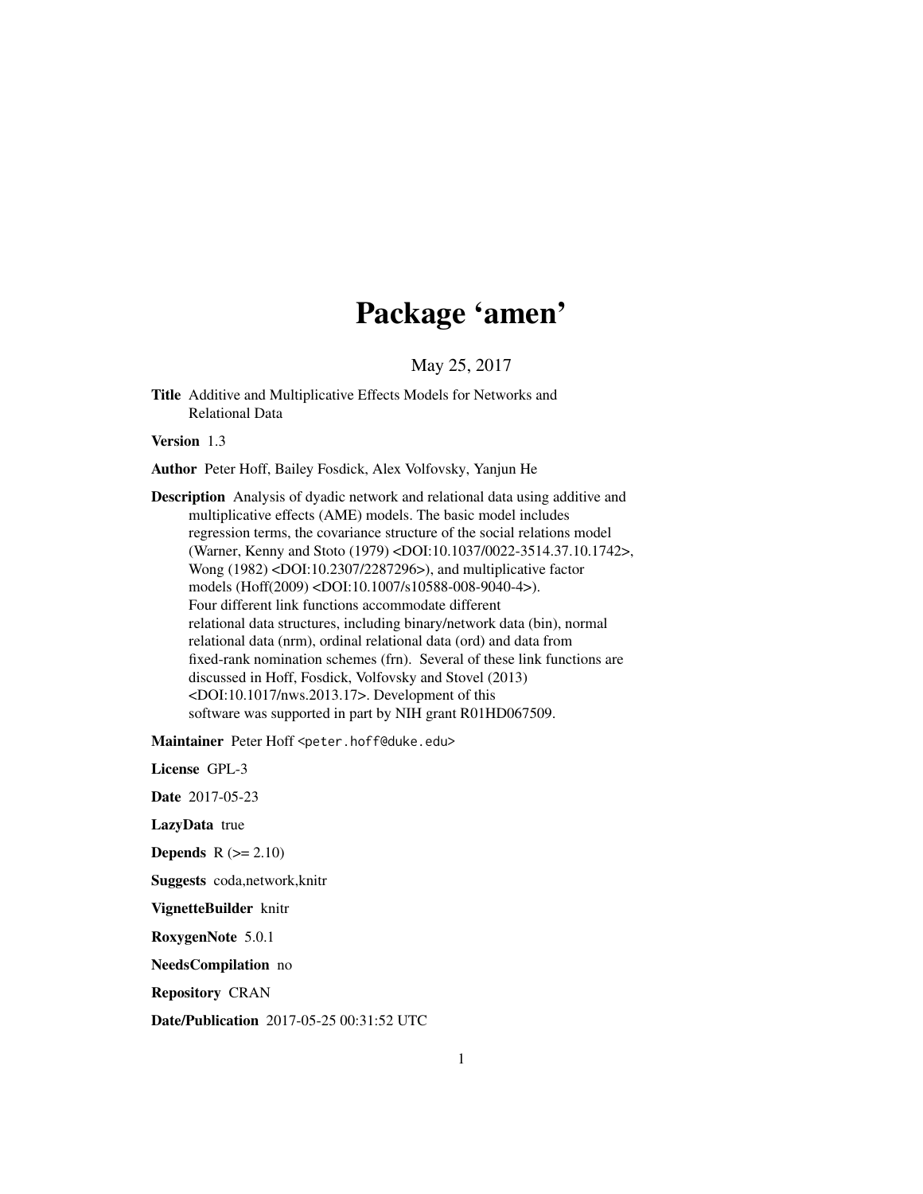# Package 'amen'

May 25, 2017

**Title** Additive and Multiplicative Effects Models for Networks and Relational Data

**Version** 1.3

**Author** Peter Hoff, Bailey Fosdick, Alex Volfovsky, Yanjun He

**Description** Analysis of dyadic network and relational data using additive and multiplicative effects (AME) models. The basic model includes regression terms, the covariance structure of the social relations model (Warner, Kenny and Stoto (1979) <DOI:10.1037/0022-3514.37.10.1742>, Wong (1982) <DOI:10.2307/2287296>), and multiplicative factor models (Hoff(2009) <DOI:10.1007/s10588-008-9040-4>). Four different link functions accommodate different relational data structures, including binary/network data (bin), normal relational data (nrm), ordinal relational data (ord) and data from fixed-rank nomination schemes (frn). Several of these link functions are discussed in Hoff, Fosdick, Volfovsky and Stovel (2013) <DOI:10.1017/nws.2013.17>. Development of this software was supported in part by NIH grant R01HD067509.

**Maintainer** Peter Hoff <peter.hoff@duke.edu>

**License** GPL-3

**Date** 2017-05-23

**LazyData** true

**Depends** R (>= 2.10)

**Suggests** coda,network,knitr

**VignetteBuilder** knitr

**RoxygenNote** 5.0.1

**NeedsCompilation** no

**Repository** CRAN

**Date/Publication** 2017-05-25 00:31:52 UTC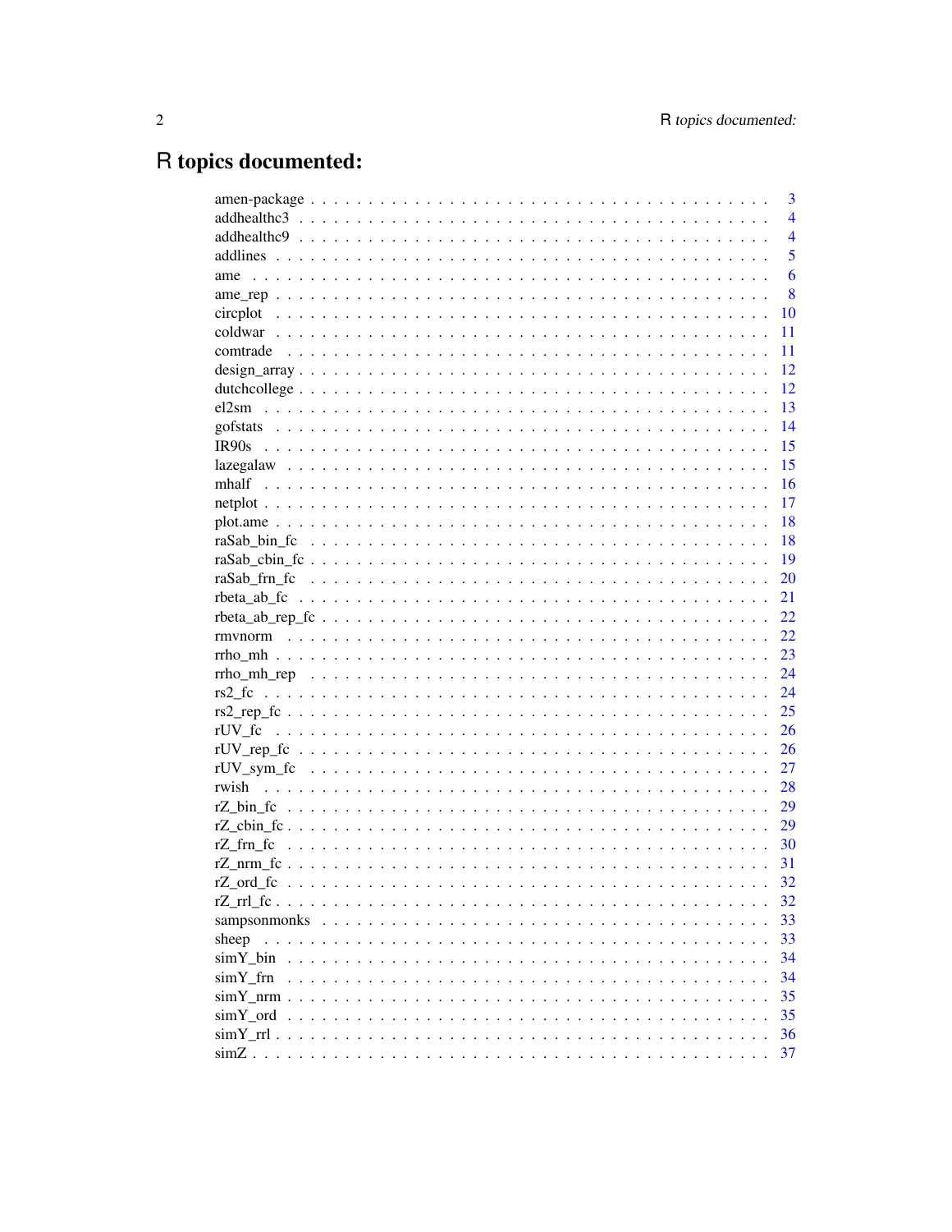# R topics documented:

| | |
|---|---|
| amen-package | 3 |
| addhealthc3 | 4 |
| addhealthc9 | 4 |
| addlines | 5 |
| ame | 6 |
| ame_rep | 8 |
| circplot | 10 |
| coldwar | 11 |
| comtrade | 11 |
| design_array | 12 |
| dutchcollege | 12 |
| el2sm | 13 |
| gofstats | 14 |
| IR90s | 15 |
| lazegalaw | 15 |
| mhalf | 16 |
| netplot | 17 |
| plot.ame | 18 |
| raSab_bin_fc | 18 |
| raSab_cbin_fc | 19 |
| raSab_frn_fc | 20 |
| rbeta_ab_fc | 21 |
| rbeta_ab_rep_fc | 22 |
| rmvnorm | 22 |
| rrho_mh | 23 |
| rrho_mh_rep | 24 |
| rs2_fc | 24 |
| rs2_rep_fc | 25 |
| rUV_fc | 26 |
| rUV_rep_fc | 26 |
| rUV_sym_fc | 27 |
| rwish | 28 |
| rZ_bin_fc | 29 |
| rZ_cbin_fc | 29 |
| rZ_frn_fc | 30 |
| rZ_nrm_fc | 31 |
| rZ_ord_fc | 32 |
| rZ_rrl_fc | 32 |
| sampsonmonks | 33 |
| sheep | 33 |
| simY_bin | 34 |
| simY_frn | 34 |
| simY_nrm | 35 |
| simY_ord | 35 |
| simY_rrl | 36 |
| simZ | 37 |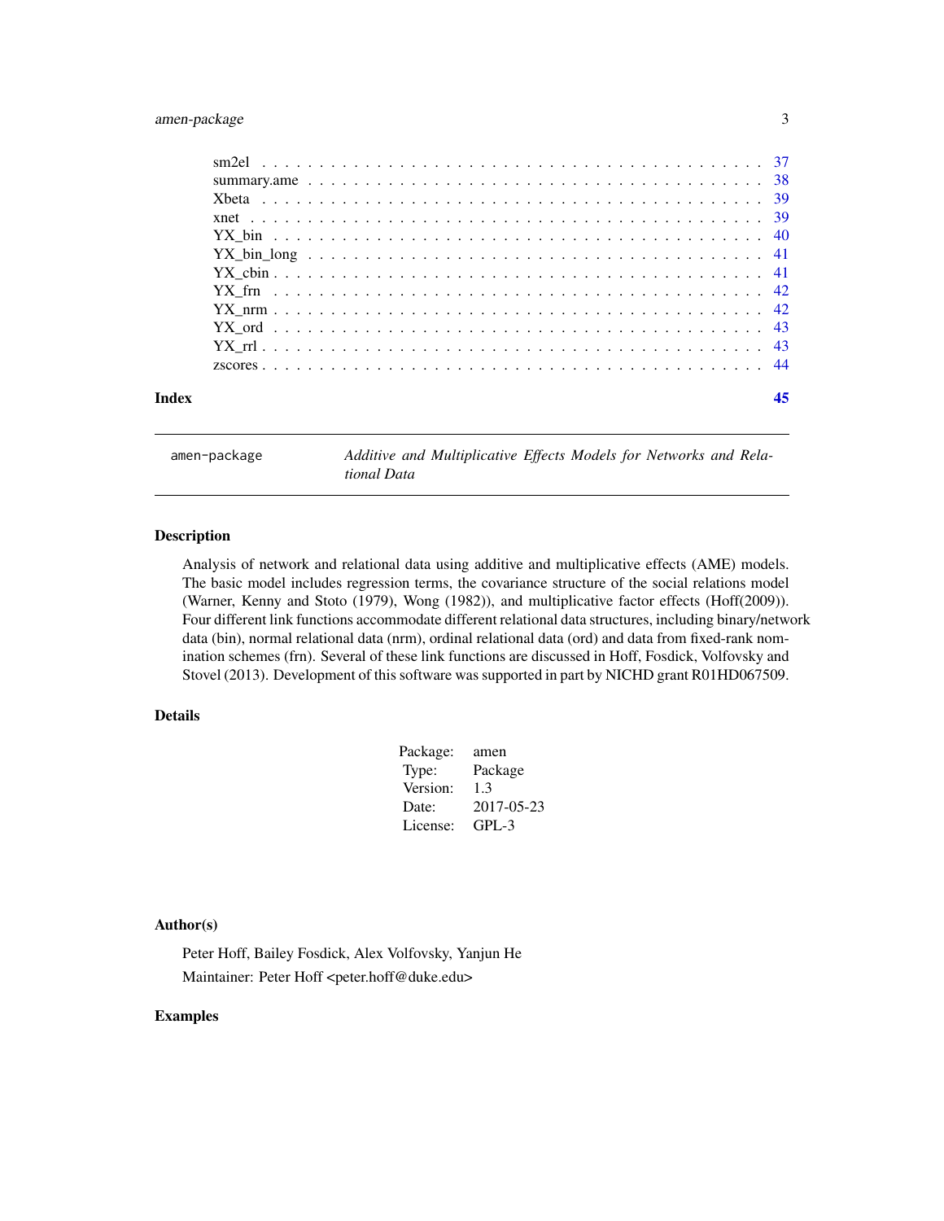sm2el . . . . . . . . . . . . . . . . . . . . . . . . . . . . . . . . . . . . . . . . . . 37
summary.ame . . . . . . . . . . . . . . . . . . . . . . . . . . . . . . . . . . . . . . . 38
Xbeta . . . . . . . . . . . . . . . . . . . . . . . . . . . . . . . . . . . . . . . . . . . 39
xnet . . . . . . . . . . . . . . . . . . . . . . . . . . . . . . . . . . . . . . . . . . . 39
YX_bin . . . . . . . . . . . . . . . . . . . . . . . . . . . . . . . . . . . . . . . . . . 40
YX_bin_long . . . . . . . . . . . . . . . . . . . . . . . . . . . . . . . . . . . . . . . 41
YX_cbin . . . . . . . . . . . . . . . . . . . . . . . . . . . . . . . . . . . . . . . . . 41
YX_frn . . . . . . . . . . . . . . . . . . . . . . . . . . . . . . . . . . . . . . . . . . 42
YX_nrm . . . . . . . . . . . . . . . . . . . . . . . . . . . . . . . . . . . . . . . . . 42
YX_ord . . . . . . . . . . . . . . . . . . . . . . . . . . . . . . . . . . . . . . . . . . 43
YX_rrl . . . . . . . . . . . . . . . . . . . . . . . . . . . . . . . . . . . . . . . . . . 43
zscores . . . . . . . . . . . . . . . . . . . . . . . . . . . . . . . . . . . . . . . . . 44

**Index** 45

---

`amen-package` *Additive and Multiplicative Effects Models for Networks and Relational Data*

---

## Description

Analysis of network and relational data using additive and multiplicative effects (AME) models. The basic model includes regression terms, the covariance structure of the social relations model (Warner, Kenny and Stoto (1979), Wong (1982)), and multiplicative factor effects (Hoff(2009)). Four different link functions accommodate different relational data structures, including binary/network data (bin), normal relational data (nrm), ordinal relational data (ord) and data from fixed-rank nomination schemes (frn). Several of these link functions are discussed in Hoff, Fosdick, Volfovsky and Stovel (2013). Development of this software was supported in part by NICHD grant R01HD067509.

## Details

| | |
|---|---|
| Package: | amen |
| Type: | Package |
| Version: | 1.3 |
| Date: | 2017-05-23 |
| License: | GPL-3 |

## Author(s)

Peter Hoff, Bailey Fosdick, Alex Volfovsky, Yanjun He

Maintainer: Peter Hoff <peter.hoff@duke.edu>

## Examples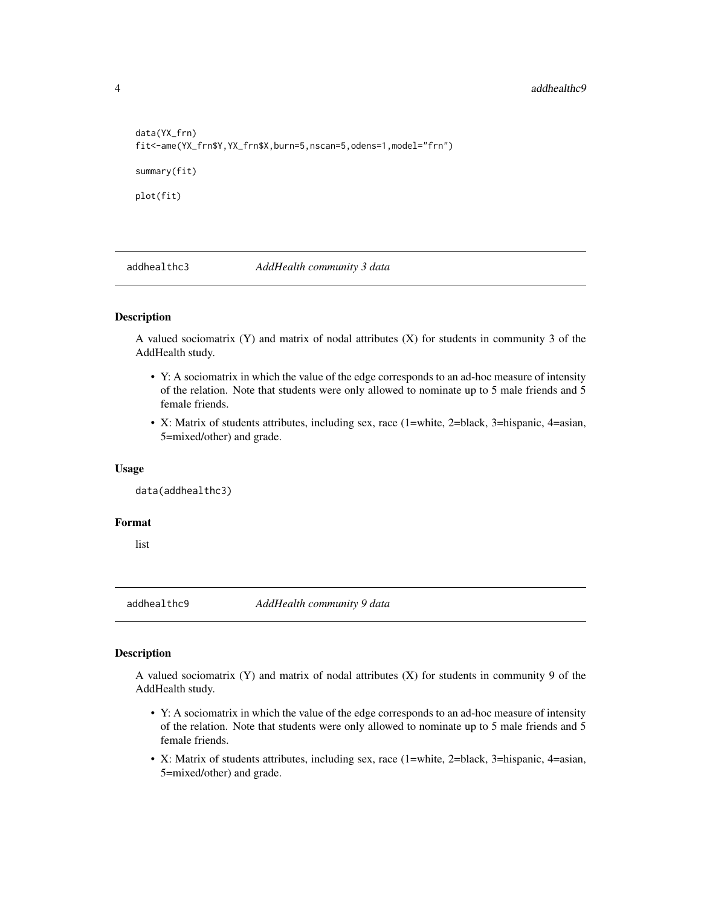```
data(YX_frn)
fit<-ame(YX_frn$Y,YX_frn$X,burn=5,nscan=5,odens=1,model="frn")

summary(fit)

plot(fit)
```

## addhealthc3 — *AddHealth community 3 data*

### Description

A valued sociomatrix (Y) and matrix of nodal attributes (X) for students in community 3 of the AddHealth study.

- Y: A sociomatrix in which the value of the edge corresponds to an ad-hoc measure of intensity of the relation. Note that students were only allowed to nominate up to 5 male friends and 5 female friends.
- X: Matrix of students attributes, including sex, race (1=white, 2=black, 3=hispanic, 4=asian, 5=mixed/other) and grade.

### Usage

```
data(addhealthc3)
```

### Format

list

## addhealthc9 — *AddHealth community 9 data*

### Description

A valued sociomatrix (Y) and matrix of nodal attributes (X) for students in community 9 of the AddHealth study.

- Y: A sociomatrix in which the value of the edge corresponds to an ad-hoc measure of intensity of the relation. Note that students were only allowed to nominate up to 5 male friends and 5 female friends.
- X: Matrix of students attributes, including sex, race (1=white, 2=black, 3=hispanic, 4=asian, 5=mixed/other) and grade.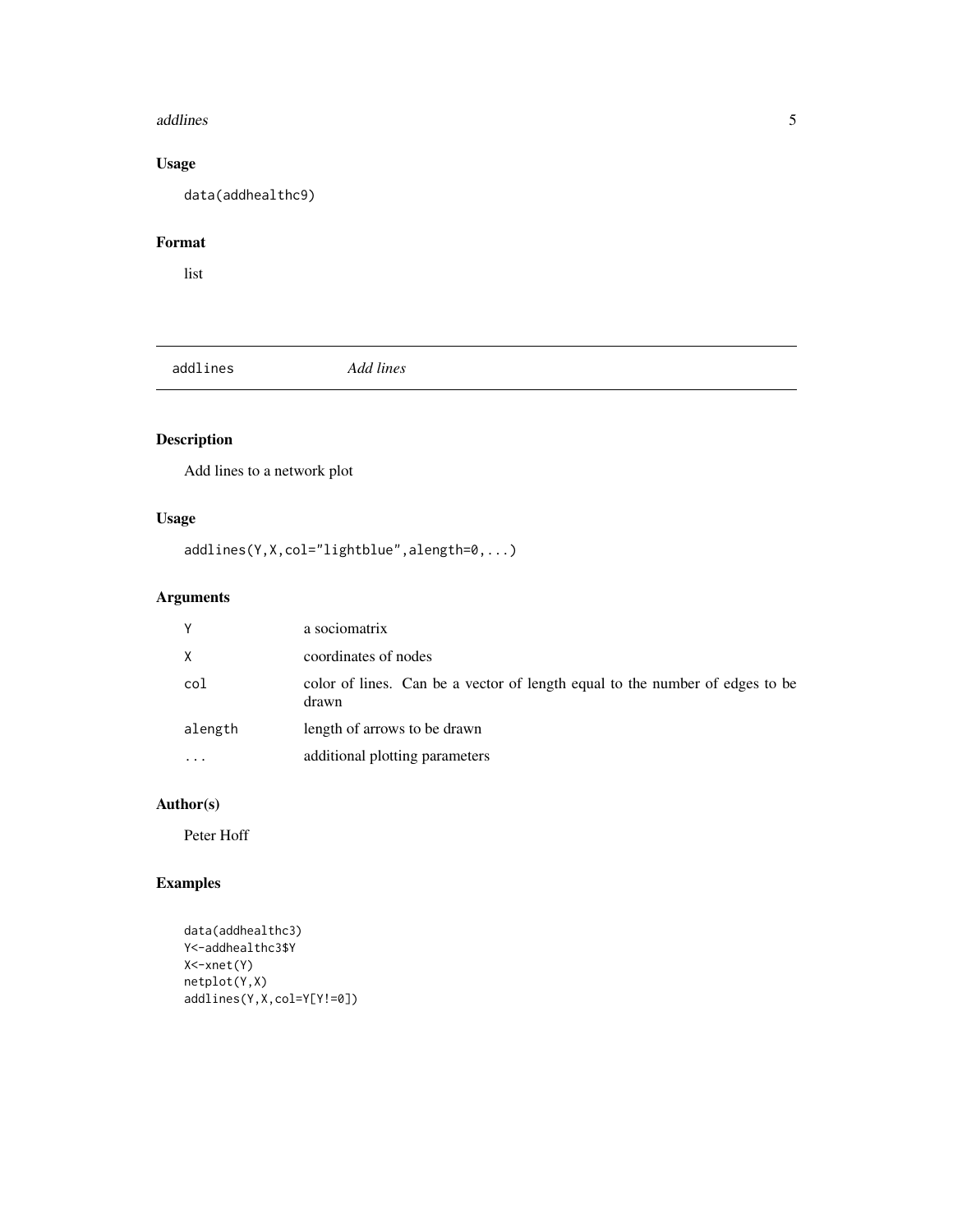## Usage

```
data(addhealthc9)
```

## Format

list

---

# addlines — *Add lines*

---

## Description

Add lines to a network plot

## Usage

```
addlines(Y,X,col="lightblue",alength=0,...)
```

## Arguments

| | |
|---|---|
| `Y` | a sociomatrix |
| `X` | coordinates of nodes |
| `col` | color of lines. Can be a vector of length equal to the number of edges to be drawn |
| `alength` | length of arrows to be drawn |
| `...` | additional plotting parameters |

## Author(s)

Peter Hoff

## Examples

```
data(addhealthc3)
Y<-addhealthc3$Y
X<-xnet(Y)
netplot(Y,X)
addlines(Y,X,col=Y[Y!=0])
```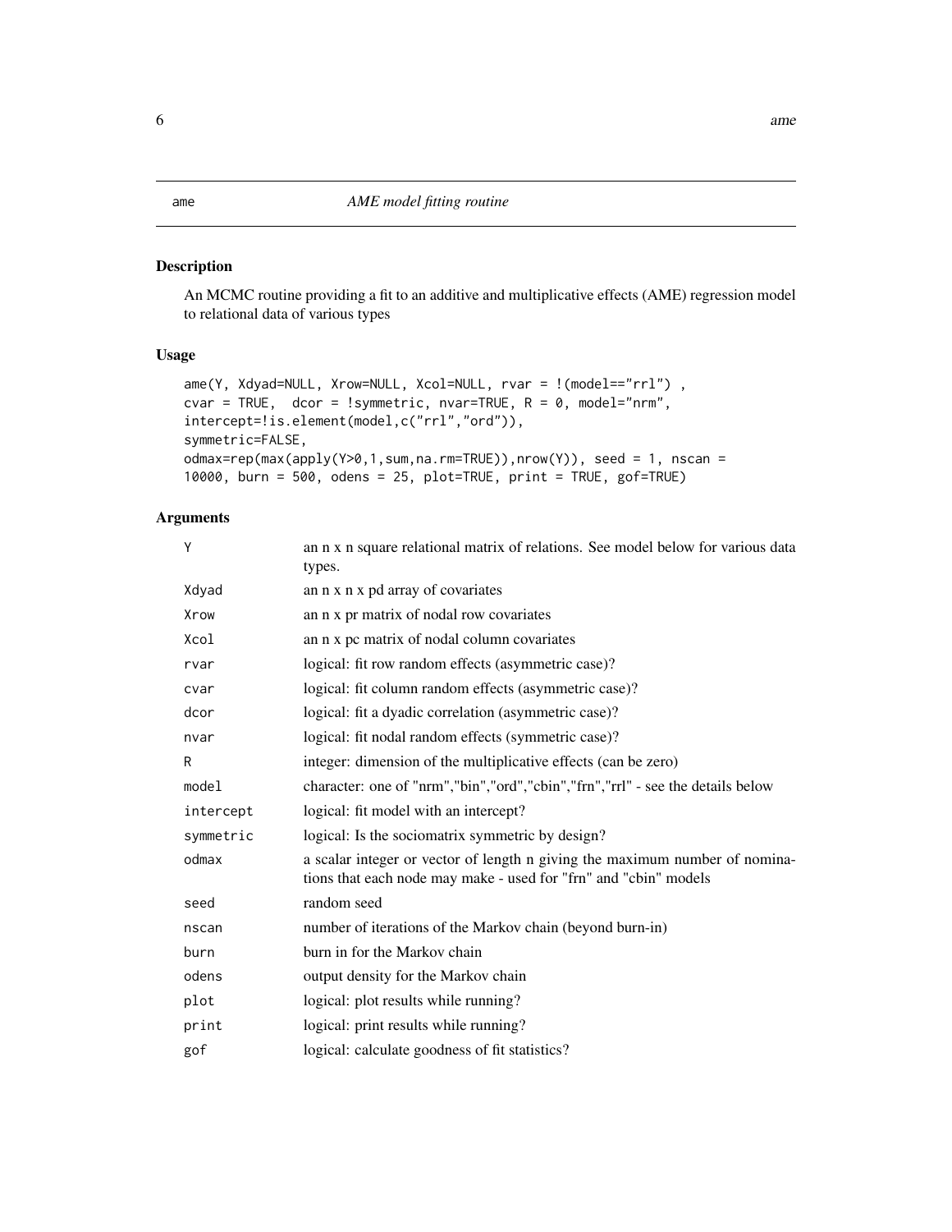ame *AME model fitting routine*

## Description

An MCMC routine providing a fit to an additive and multiplicative effects (AME) regression model to relational data of various types

## Usage

```
ame(Y, Xdyad=NULL, Xrow=NULL, Xcol=NULL, rvar = !(model=="rrl") ,
cvar = TRUE,  dcor = !symmetric, nvar=TRUE, R = 0, model="nrm",
intercept=!is.element(model,c("rrl","ord")),
symmetric=FALSE,
odmax=rep(max(apply(Y>0,1,sum,na.rm=TRUE)),nrow(Y)), seed = 1, nscan =
10000, burn = 500, odens = 25, plot=TRUE, print = TRUE, gof=TRUE)
```

## Arguments

| | |
|---|---|
| Y | an n x n square relational matrix of relations. See model below for various data types. |
| Xdyad | an n x n x pd array of covariates |
| Xrow | an n x pr matrix of nodal row covariates |
| Xcol | an n x pc matrix of nodal column covariates |
| rvar | logical: fit row random effects (asymmetric case)? |
| cvar | logical: fit column random effects (asymmetric case)? |
| dcor | logical: fit a dyadic correlation (asymmetric case)? |
| nvar | logical: fit nodal random effects (symmetric case)? |
| R | integer: dimension of the multiplicative effects (can be zero) |
| model | character: one of "nrm","bin","ord","cbin","frn","rrl" - see the details below |
| intercept | logical: fit model with an intercept? |
| symmetric | logical: Is the sociomatrix symmetric by design? |
| odmax | a scalar integer or vector of length n giving the maximum number of nominations that each node may make - used for "frn" and "cbin" models |
| seed | random seed |
| nscan | number of iterations of the Markov chain (beyond burn-in) |
| burn | burn in for the Markov chain |
| odens | output density for the Markov chain |
| plot | logical: plot results while running? |
| print | logical: print results while running? |
| gof | logical: calculate goodness of fit statistics? |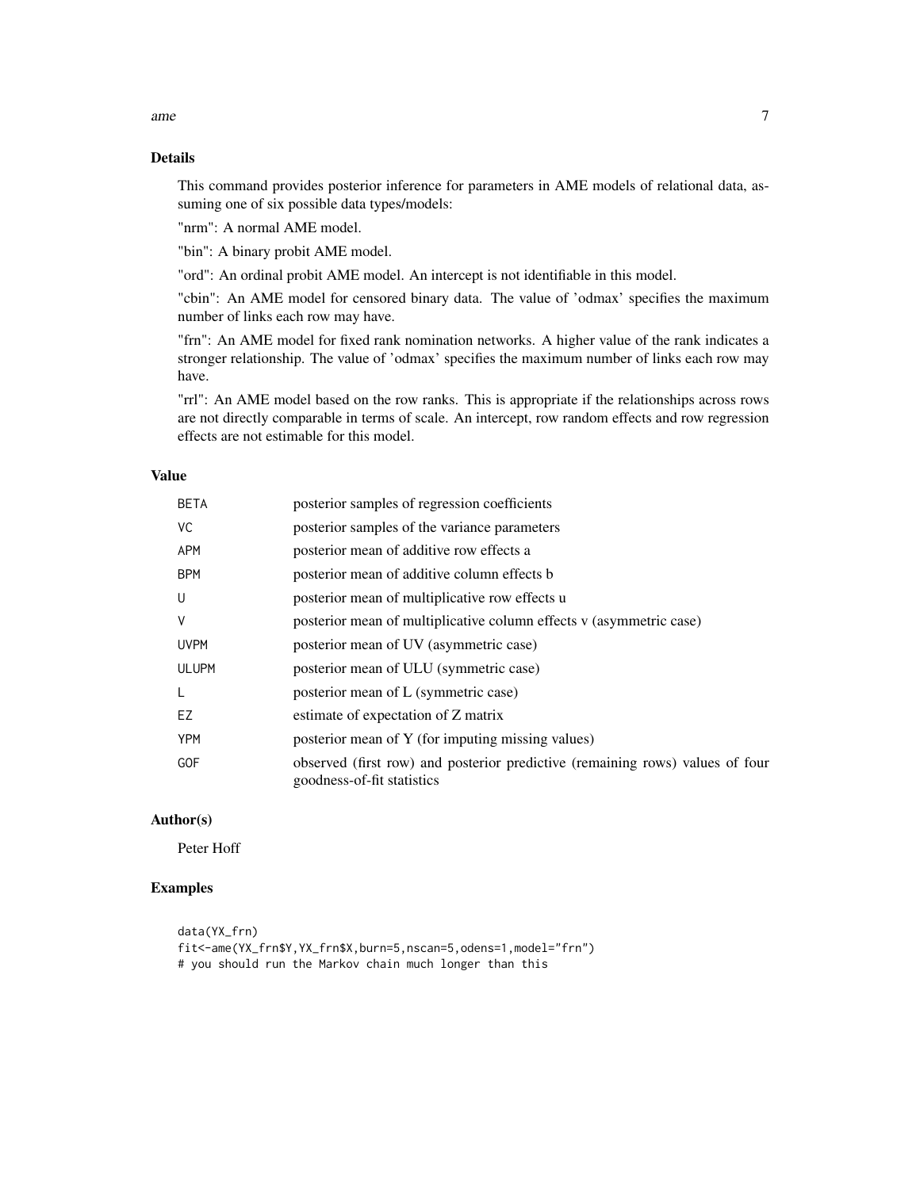## Details

This command provides posterior inference for parameters in AME models of relational data, assuming one of six possible data types/models:

"nrm": A normal AME model.

"bin": A binary probit AME model.

"ord": An ordinal probit AME model. An intercept is not identifiable in this model.

"cbin": An AME model for censored binary data. The value of 'odmax' specifies the maximum number of links each row may have.

"frn": An AME model for fixed rank nomination networks. A higher value of the rank indicates a stronger relationship. The value of 'odmax' specifies the maximum number of links each row may have.

"rrl": An AME model based on the row ranks. This is appropriate if the relationships across rows are not directly comparable in terms of scale. An intercept, row random effects and row regression effects are not estimable for this model.

## Value

| | |
|---|---|
| BETA | posterior samples of regression coefficients |
| VC | posterior samples of the variance parameters |
| APM | posterior mean of additive row effects a |
| BPM | posterior mean of additive column effects b |
| U | posterior mean of multiplicative row effects u |
| V | posterior mean of multiplicative column effects v (asymmetric case) |
| UVPM | posterior mean of UV (asymmetric case) |
| ULUPM | posterior mean of ULU (symmetric case) |
| L | posterior mean of L (symmetric case) |
| EZ | estimate of expectation of Z matrix |
| YPM | posterior mean of Y (for imputing missing values) |
| GOF | observed (first row) and posterior predictive (remaining rows) values of four goodness-of-fit statistics |

## Author(s)

Peter Hoff

## Examples

```
data(YX_frn)
fit<-ame(YX_frn$Y,YX_frn$X,burn=5,nscan=5,odens=1,model="frn")
# you should run the Markov chain much longer than this
```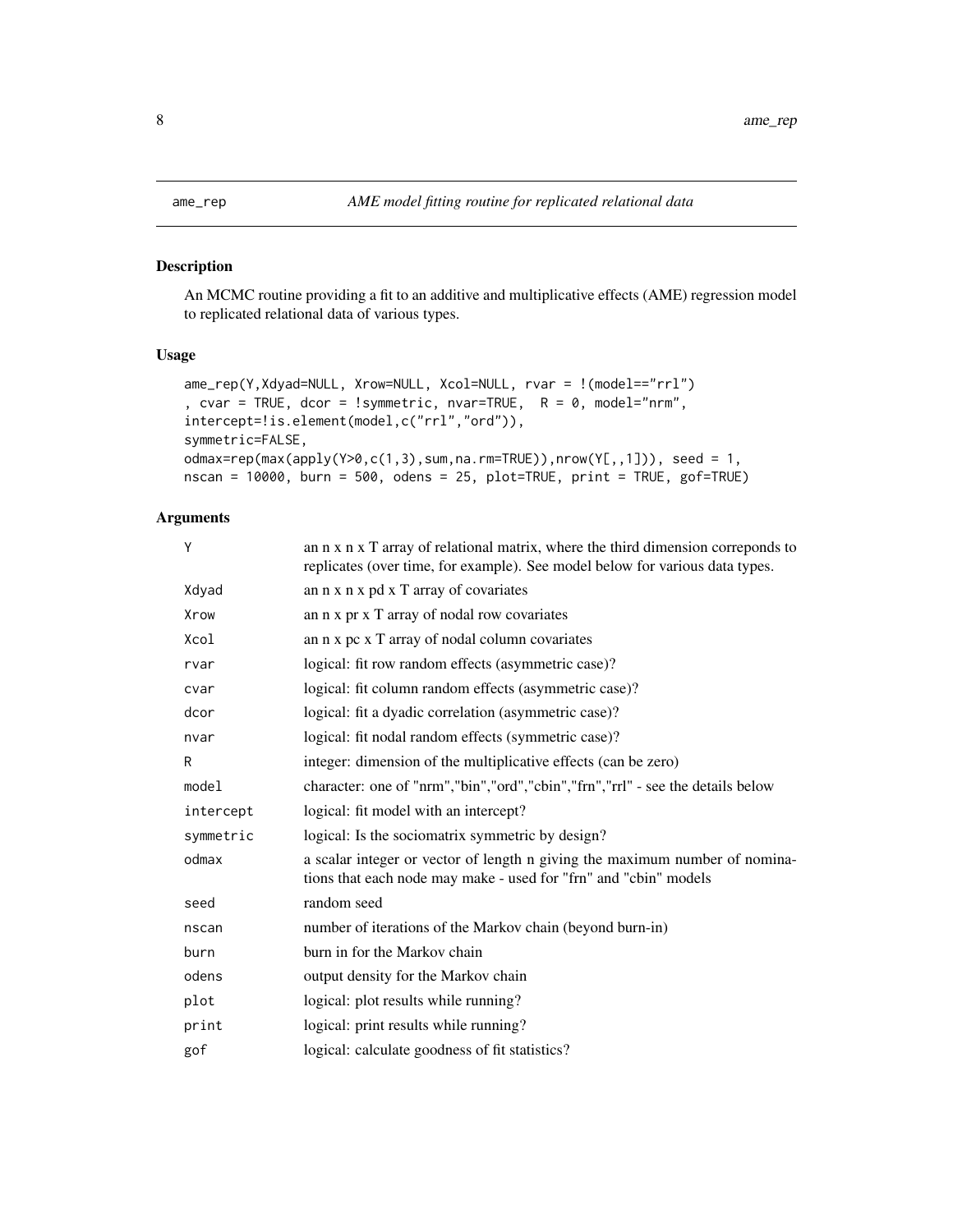ame_rep *AME model fitting routine for replicated relational data*

## Description

An MCMC routine providing a fit to an additive and multiplicative effects (AME) regression model to replicated relational data of various types.

## Usage

```
ame_rep(Y,Xdyad=NULL, Xrow=NULL, Xcol=NULL, rvar = !(model=="rrl")
, cvar = TRUE, dcor = !symmetric, nvar=TRUE,  R = 0, model="nrm",
intercept=!is.element(model,c("rrl","ord")),
symmetric=FALSE,
odmax=rep(max(apply(Y>0,c(1,3),sum,na.rm=TRUE)),nrow(Y[,,1])), seed = 1,
nscan = 10000, burn = 500, odens = 25, plot=TRUE, print = TRUE, gof=TRUE)
```

## Arguments

| | |
|---|---|
| Y | an n x n x T array of relational matrix, where the third dimension correponds to replicates (over time, for example). See model below for various data types. |
| Xdyad | an n x n x pd x T array of covariates |
| Xrow | an n x pr x T array of nodal row covariates |
| Xcol | an n x pc x T array of nodal column covariates |
| rvar | logical: fit row random effects (asymmetric case)? |
| cvar | logical: fit column random effects (asymmetric case)? |
| dcor | logical: fit a dyadic correlation (asymmetric case)? |
| nvar | logical: fit nodal random effects (symmetric case)? |
| R | integer: dimension of the multiplicative effects (can be zero) |
| model | character: one of "nrm","bin","ord","cbin","frn","rrl" - see the details below |
| intercept | logical: fit model with an intercept? |
| symmetric | logical: Is the sociomatrix symmetric by design? |
| odmax | a scalar integer or vector of length n giving the maximum number of nominations that each node may make - used for "frn" and "cbin" models |
| seed | random seed |
| nscan | number of iterations of the Markov chain (beyond burn-in) |
| burn | burn in for the Markov chain |
| odens | output density for the Markov chain |
| plot | logical: plot results while running? |
| print | logical: print results while running? |
| gof | logical: calculate goodness of fit statistics? |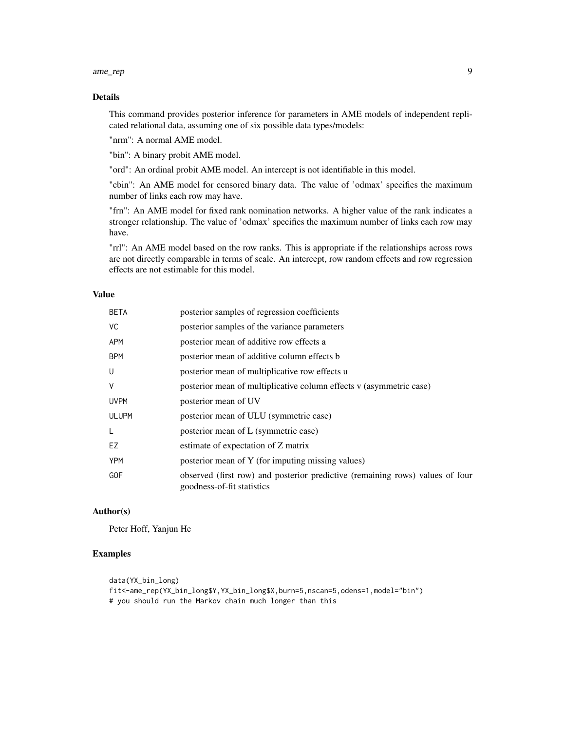## Details

This command provides posterior inference for parameters in AME models of independent replicated relational data, assuming one of six possible data types/models:

"nrm": A normal AME model.

"bin": A binary probit AME model.

"ord": An ordinal probit AME model. An intercept is not identifiable in this model.

"cbin": An AME model for censored binary data. The value of 'odmax' specifies the maximum number of links each row may have.

"frn": An AME model for fixed rank nomination networks. A higher value of the rank indicates a stronger relationship. The value of 'odmax' specifies the maximum number of links each row may have.

"rrl": An AME model based on the row ranks. This is appropriate if the relationships across rows are not directly comparable in terms of scale. An intercept, row random effects and row regression effects are not estimable for this model.

## Value

| | |
|---|---|
| BETA | posterior samples of regression coefficients |
| VC | posterior samples of the variance parameters |
| APM | posterior mean of additive row effects a |
| BPM | posterior mean of additive column effects b |
| U | posterior mean of multiplicative row effects u |
| V | posterior mean of multiplicative column effects v (asymmetric case) |
| UVPM | posterior mean of UV |
| ULUPM | posterior mean of ULU (symmetric case) |
| L | posterior mean of L (symmetric case) |
| EZ | estimate of expectation of Z matrix |
| YPM | posterior mean of Y (for imputing missing values) |
| GOF | observed (first row) and posterior predictive (remaining rows) values of four goodness-of-fit statistics |

## Author(s)

Peter Hoff, Yanjun He

## Examples

```
data(YX_bin_long)
fit<-ame_rep(YX_bin_long$Y,YX_bin_long$X,burn=5,nscan=5,odens=1,model="bin")
# you should run the Markov chain much longer than this
```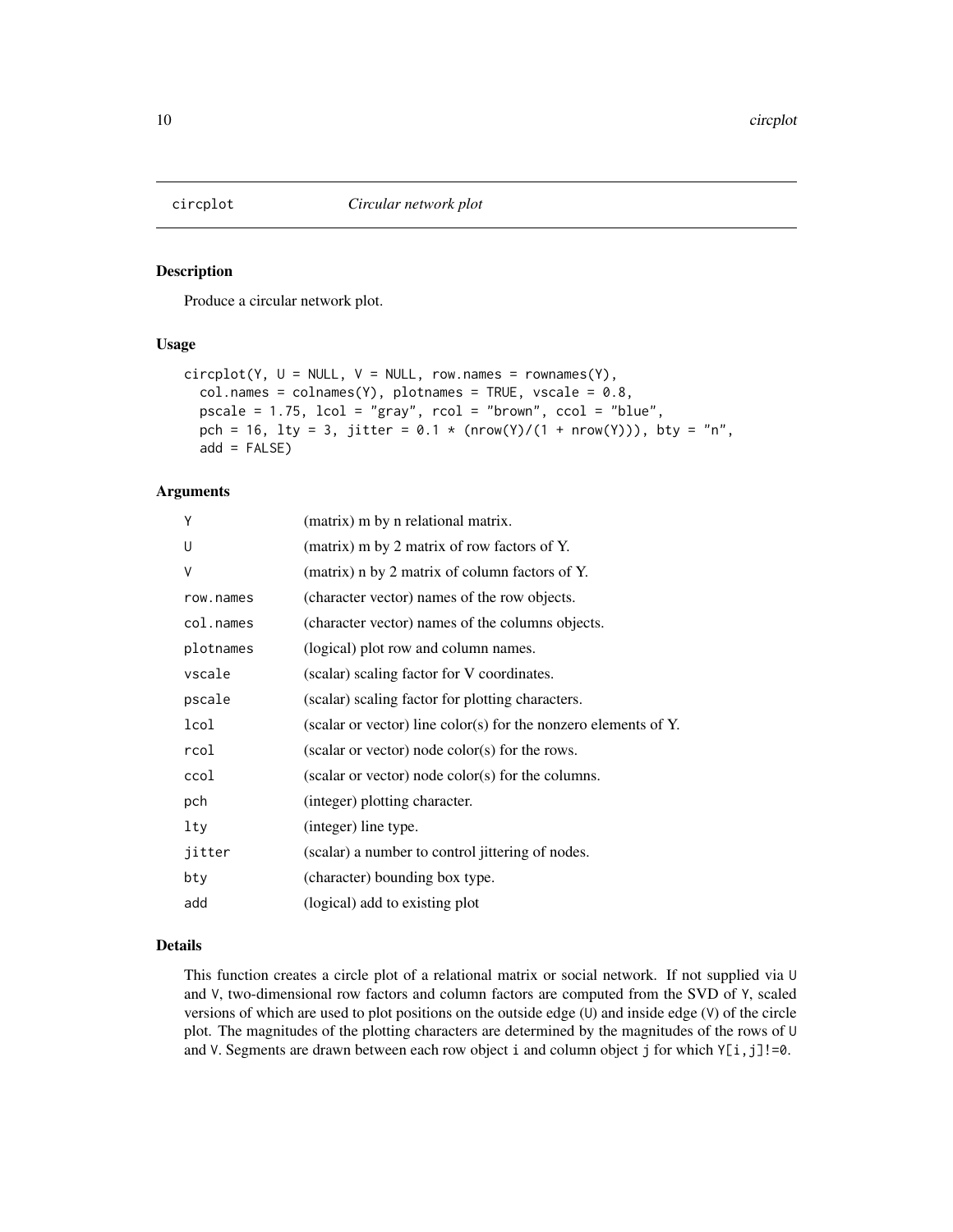`circplot` *Circular network plot*

## Description

Produce a circular network plot.

## Usage

```
circplot(Y, U = NULL, V = NULL, row.names = rownames(Y),
  col.names = colnames(Y), plotnames = TRUE, vscale = 0.8,
  pscale = 1.75, lcol = "gray", rcol = "brown", ccol = "blue",
  pch = 16, lty = 3, jitter = 0.1 * (nrow(Y)/(1 + nrow(Y))), bty = "n",
  add = FALSE)
```

## Arguments

| | |
|---|---|
| `Y` | (matrix) m by n relational matrix. |
| `U` | (matrix) m by 2 matrix of row factors of Y. |
| `V` | (matrix) n by 2 matrix of column factors of Y. |
| `row.names` | (character vector) names of the row objects. |
| `col.names` | (character vector) names of the columns objects. |
| `plotnames` | (logical) plot row and column names. |
| `vscale` | (scalar) scaling factor for V coordinates. |
| `pscale` | (scalar) scaling factor for plotting characters. |
| `lcol` | (scalar or vector) line color(s) for the nonzero elements of Y. |
| `rcol` | (scalar or vector) node color(s) for the rows. |
| `ccol` | (scalar or vector) node color(s) for the columns. |
| `pch` | (integer) plotting character. |
| `lty` | (integer) line type. |
| `jitter` | (scalar) a number to control jittering of nodes. |
| `bty` | (character) bounding box type. |
| `add` | (logical) add to existing plot |

## Details

This function creates a circle plot of a relational matrix or social network. If not supplied via `U` and `V`, two-dimensional row factors and column factors are computed from the SVD of `Y`, scaled versions of which are used to plot positions on the outside edge (`U`) and inside edge (`V`) of the circle plot. The magnitudes of the plotting characters are determined by the magnitudes of the rows of `U` and `V`. Segments are drawn between each row object `i` and column object `j` for which `Y[i,j]!=0`.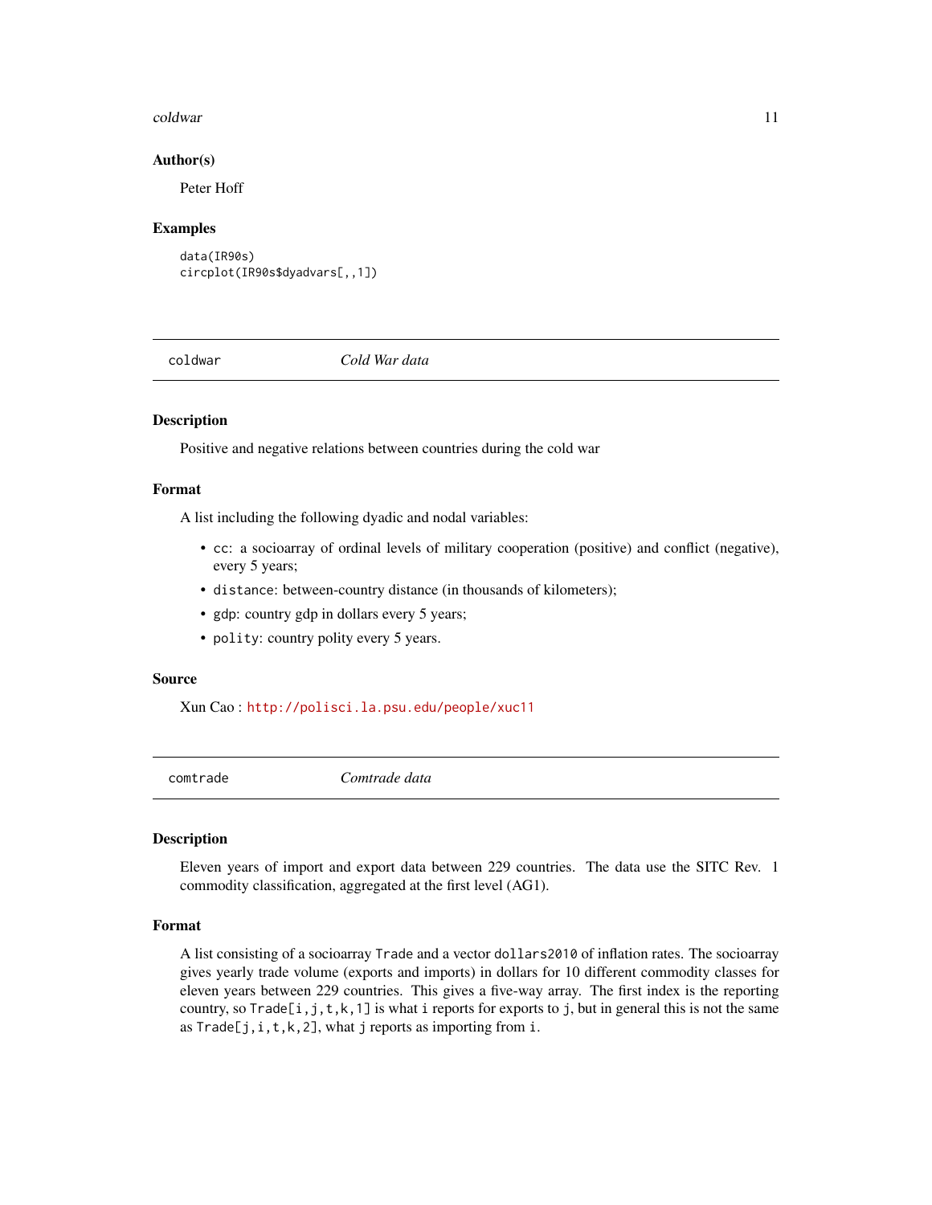### Author(s)

Peter Hoff

### Examples

```
data(IR90s)
circplot(IR90s$dyadvars[,,1])
```

## coldwar *Cold War data*

### Description

Positive and negative relations between countries during the cold war

### Format

A list including the following dyadic and nodal variables:

- `cc`: a socioarray of ordinal levels of military cooperation (positive) and conflict (negative), every 5 years;
- `distance`: between-country distance (in thousands of kilometers);
- `gdp`: country gdp in dollars every 5 years;
- `polity`: country polity every 5 years.

### Source

Xun Cao : http://polisci.la.psu.edu/people/xuc11

## comtrade *Comtrade data*

### Description

Eleven years of import and export data between 229 countries. The data use the SITC Rev. 1 commodity classification, aggregated at the first level (AG1).

### Format

A list consisting of a socioarray `Trade` and a vector `dollars2010` of inflation rates. The socioarray gives yearly trade volume (exports and imports) in dollars for 10 different commodity classes for eleven years between 229 countries. This gives a five-way array. The first index is the reporting country, so `Trade[i,j,t,k,1]` is what `i` reports for exports to `j`, but in general this is not the same as `Trade[j,i,t,k,2]`, what `j` reports as importing from `i`.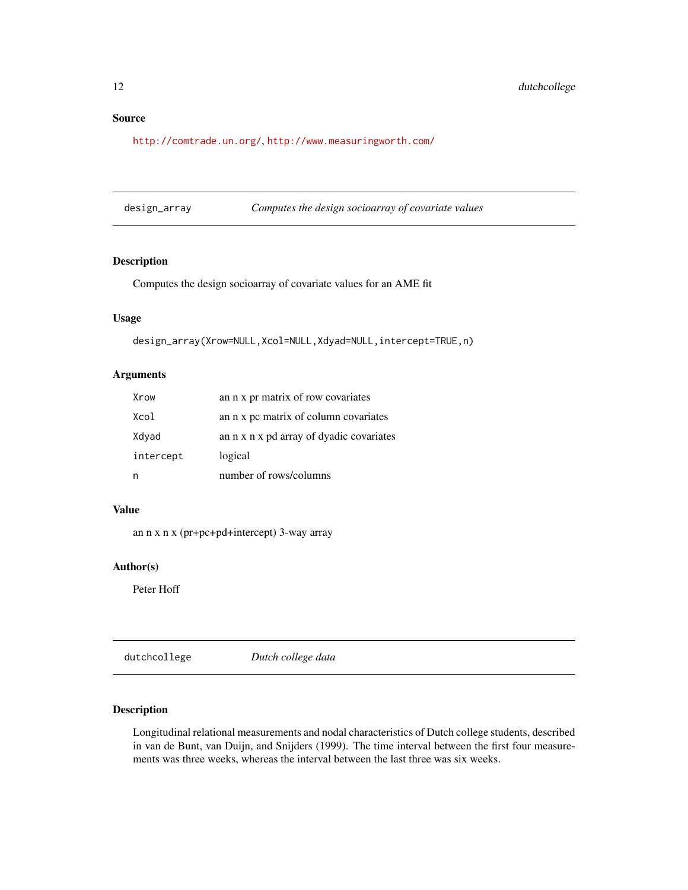## Source

http://comtrade.un.org/, http://www.measuringworth.com/

---

## design_array — *Computes the design socioarray of covariate values*

### Description

Computes the design socioarray of covariate values for an AME fit

### Usage

```
design_array(Xrow=NULL,Xcol=NULL,Xdyad=NULL,intercept=TRUE,n)
```

### Arguments

| | |
|---|---|
| Xrow | an n x pr matrix of row covariates |
| Xcol | an n x pc matrix of column covariates |
| Xdyad | an n x n x pd array of dyadic covariates |
| intercept | logical |
| n | number of rows/columns |

### Value

an n x n x (pr+pc+pd+intercept) 3-way array

### Author(s)

Peter Hoff

---

## dutchcollege — *Dutch college data*

### Description

Longitudinal relational measurements and nodal characteristics of Dutch college students, described in van de Bunt, van Duijn, and Snijders (1999). The time interval between the first four measurements was three weeks, whereas the interval between the last three was six weeks.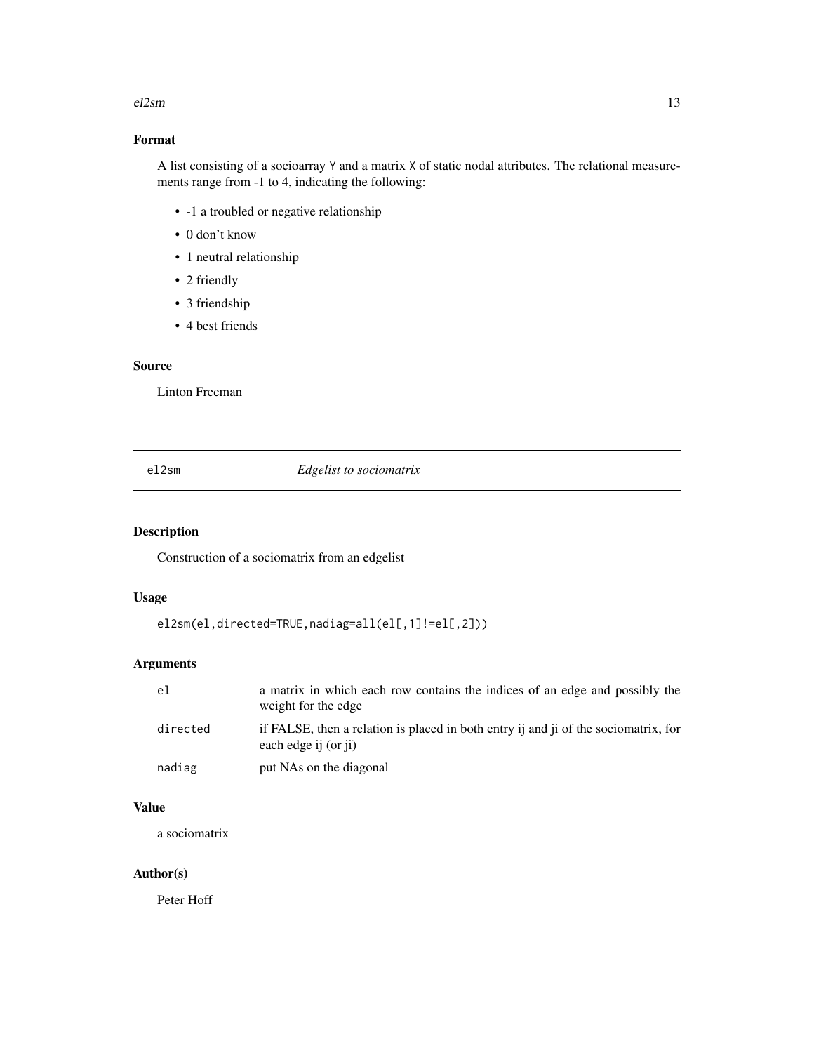### Format

A list consisting of a socioarray `Y` and a matrix `X` of static nodal attributes. The relational measurements range from -1 to 4, indicating the following:

- -1 a troubled or negative relationship
- 0 don't know
- 1 neutral relationship
- 2 friendly
- 3 friendship
- 4 best friends

### Source

Linton Freeman

---

## el2sm *Edgelist to sociomatrix*

---

### Description

Construction of a sociomatrix from an edgelist

### Usage

```
el2sm(el,directed=TRUE,nadiag=all(el[,1]!=el[,2]))
```

### Arguments

| | |
|---|---|
| el | a matrix in which each row contains the indices of an edge and possibly the weight for the edge |
| directed | if FALSE, then a relation is placed in both entry ij and ji of the sociomatrix, for each edge ij (or ji) |
| nadiag | put NAs on the diagonal |

### Value

a sociomatrix

### Author(s)

Peter Hoff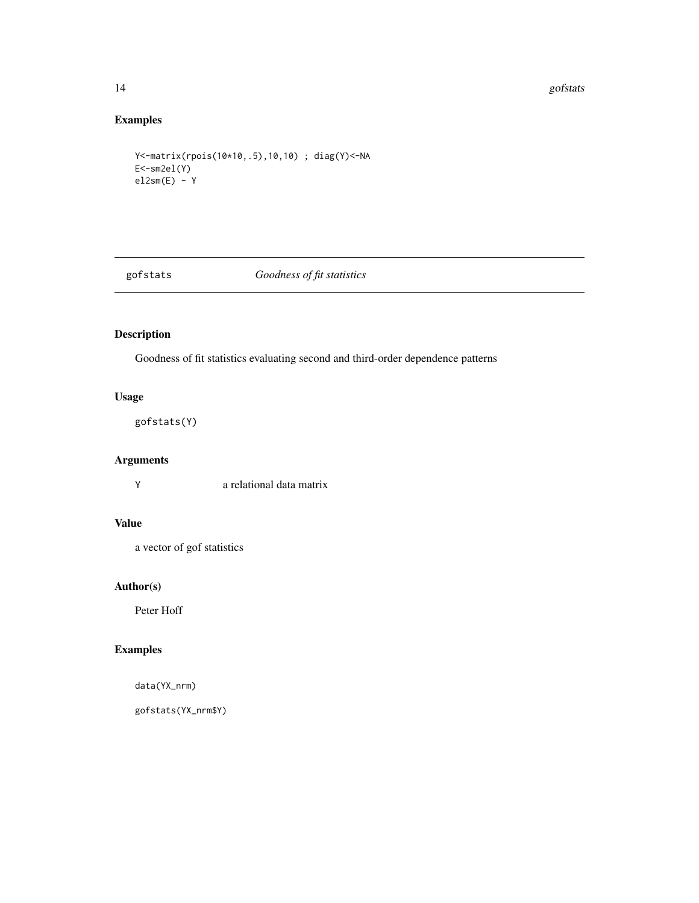## Examples

```
Y<-matrix(rpois(10*10,.5),10,10) ; diag(Y)<-NA
E<-sm2el(Y)
el2sm(E) - Y
```

---

# gofstats *Goodness of fit statistics*

---

## Description

Goodness of fit statistics evaluating second and third-order dependence patterns

## Usage

```
gofstats(Y)
```

## Arguments

| | |
|---|---|
| Y | a relational data matrix |

## Value

a vector of gof statistics

## Author(s)

Peter Hoff

## Examples

```
data(YX_nrm)

gofstats(YX_nrm$Y)
```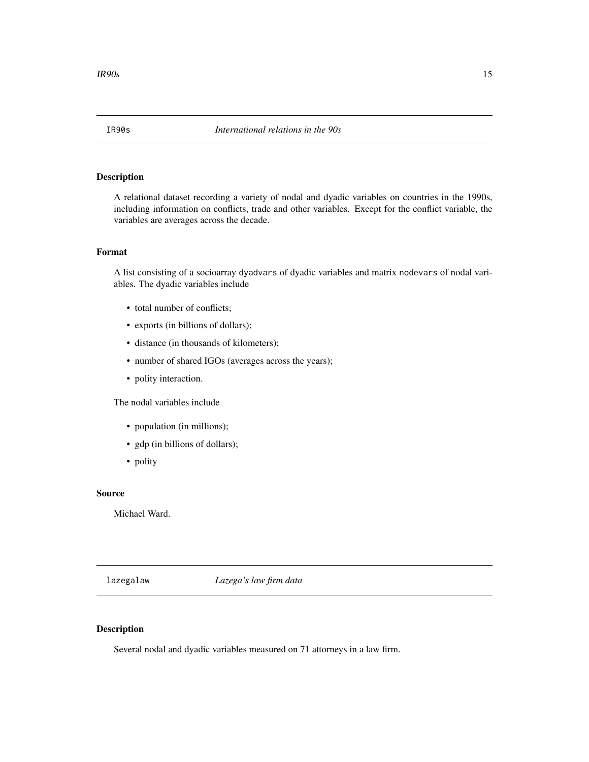## IR90s — *International relations in the 90s*

### Description

A relational dataset recording a variety of nodal and dyadic variables on countries in the 1990s, including information on conflicts, trade and other variables. Except for the conflict variable, the variables are averages across the decade.

### Format

A list consisting of a socioarray `dyadvars` of dyadic variables and matrix `nodevars` of nodal variables. The dyadic variables include

- total number of conflicts;
- exports (in billions of dollars);
- distance (in thousands of kilometers);
- number of shared IGOs (averages across the years);
- polity interaction.

The nodal variables include

- population (in millions);
- gdp (in billions of dollars);
- polity

### Source

Michael Ward.

## lazegalaw — *Lazega's law firm data*

### Description

Several nodal and dyadic variables measured on 71 attorneys in a law firm.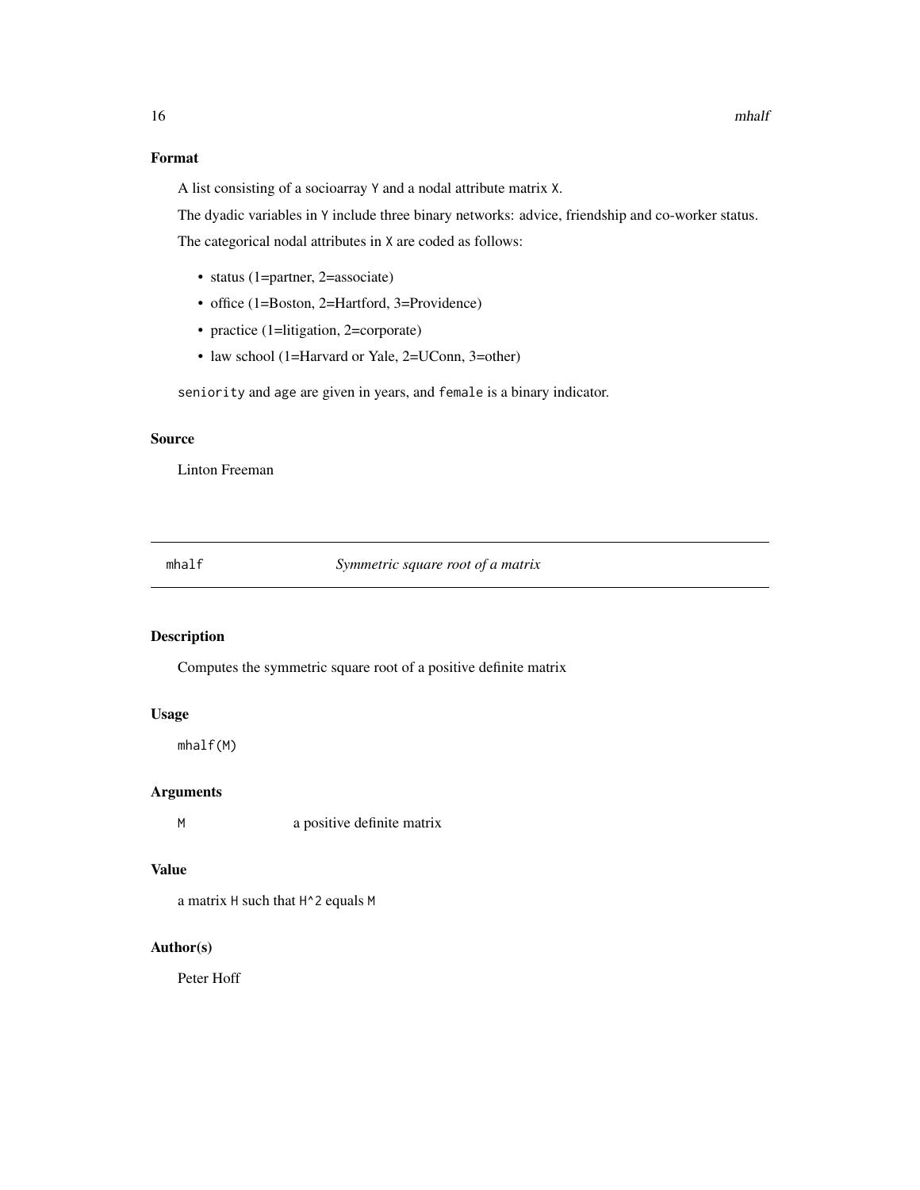## Format

A list consisting of a socioarray `Y` and a nodal attribute matrix `X`.

The dyadic variables in `Y` include three binary networks: advice, friendship and co-worker status.

The categorical nodal attributes in `X` are coded as follows:

- status (1=partner, 2=associate)
- office (1=Boston, 2=Hartford, 3=Providence)
- practice (1=litigation, 2=corporate)
- law school (1=Harvard or Yale, 2=UConn, 3=other)

`seniority` and `age` are given in years, and `female` is a binary indicator.

## Source

Linton Freeman

---

# mhalf — *Symmetric square root of a matrix*

## Description

Computes the symmetric square root of a positive definite matrix

## Usage

```
mhalf(M)
```

## Arguments

| | |
|---|---|
| `M` | a positive definite matrix |

## Value

a matrix `H` such that `H^2` equals `M`

## Author(s)

Peter Hoff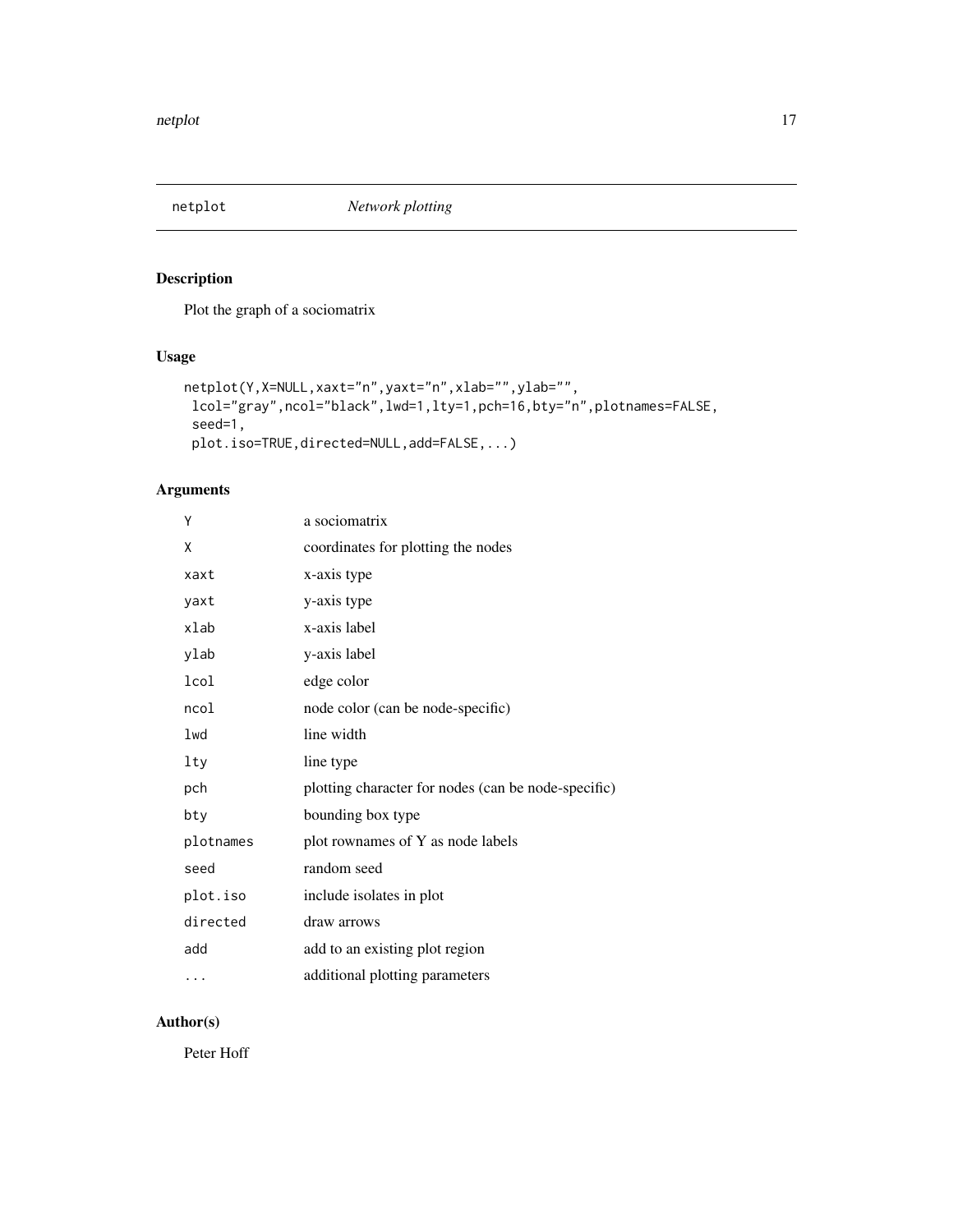# netplot — *Network plotting*

## Description

Plot the graph of a sociomatrix

## Usage

```
netplot(Y,X=NULL,xaxt="n",yaxt="n",xlab="",ylab="",
 lcol="gray",ncol="black",lwd=1,lty=1,pch=16,bty="n",plotnames=FALSE,
 seed=1,
 plot.iso=TRUE,directed=NULL,add=FALSE,...)
```

## Arguments

| | |
|---|---|
| `Y` | a sociomatrix |
| `X` | coordinates for plotting the nodes |
| `xaxt` | x-axis type |
| `yaxt` | y-axis type |
| `xlab` | x-axis label |
| `ylab` | y-axis label |
| `lcol` | edge color |
| `ncol` | node color (can be node-specific) |
| `lwd` | line width |
| `lty` | line type |
| `pch` | plotting character for nodes (can be node-specific) |
| `bty` | bounding box type |
| `plotnames` | plot rownames of Y as node labels |
| `seed` | random seed |
| `plot.iso` | include isolates in plot |
| `directed` | draw arrows |
| `add` | add to an existing plot region |
| `...` | additional plotting parameters |

## Author(s)

Peter Hoff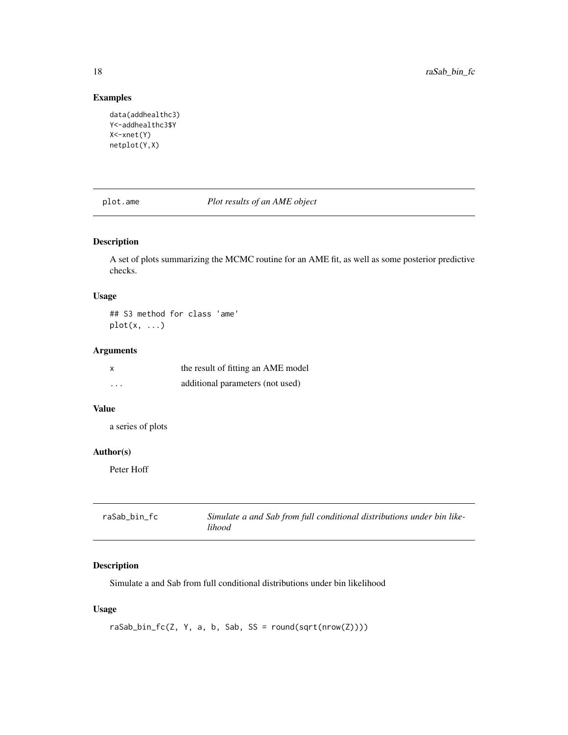## Examples

```
data(addhealthc3)
Y<-addhealthc3$Y
X<-xnet(Y)
netplot(Y,X)
```

---

# plot.ame — *Plot results of an AME object*

## Description

A set of plots summarizing the MCMC routine for an AME fit, as well as some posterior predictive checks.

## Usage

```
## S3 method for class 'ame'
plot(x, ...)
```

## Arguments

| | |
|---|---|
| x | the result of fitting an AME model |
| ... | additional parameters (not used) |

## Value

a series of plots

## Author(s)

Peter Hoff

---

# raSab_bin_fc — *Simulate a and Sab from full conditional distributions under bin likelihood*

## Description

Simulate a and Sab from full conditional distributions under bin likelihood

## Usage

```
raSab_bin_fc(Z, Y, a, b, Sab, SS = round(sqrt(nrow(Z))))
```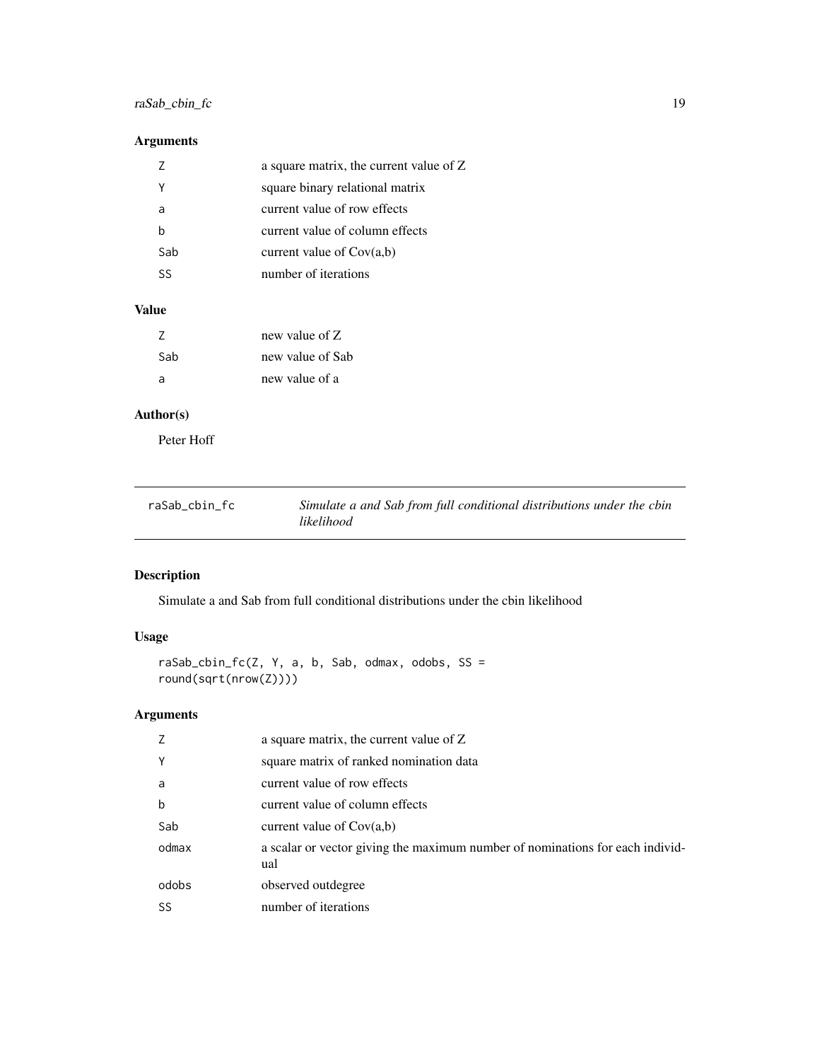## Arguments

| | |
|---|---|
| Z | a square matrix, the current value of Z |
| Y | square binary relational matrix |
| a | current value of row effects |
| b | current value of column effects |
| Sab | current value of Cov(a,b) |
| SS | number of iterations |

## Value

| | |
|---|---|
| Z | new value of Z |
| Sab | new value of Sab |
| a | new value of a |

## Author(s)

Peter Hoff

---

# raSab_cbin_fc — *Simulate a and Sab from full conditional distributions under the cbin likelihood*

## Description

Simulate a and Sab from full conditional distributions under the cbin likelihood

## Usage

```
raSab_cbin_fc(Z, Y, a, b, Sab, odmax, odobs, SS =
round(sqrt(nrow(Z))))
```

## Arguments

| | |
|---|---|
| Z | a square matrix, the current value of Z |
| Y | square matrix of ranked nomination data |
| a | current value of row effects |
| b | current value of column effects |
| Sab | current value of Cov(a,b) |
| odmax | a scalar or vector giving the maximum number of nominations for each individual |
| odobs | observed outdegree |
| SS | number of iterations |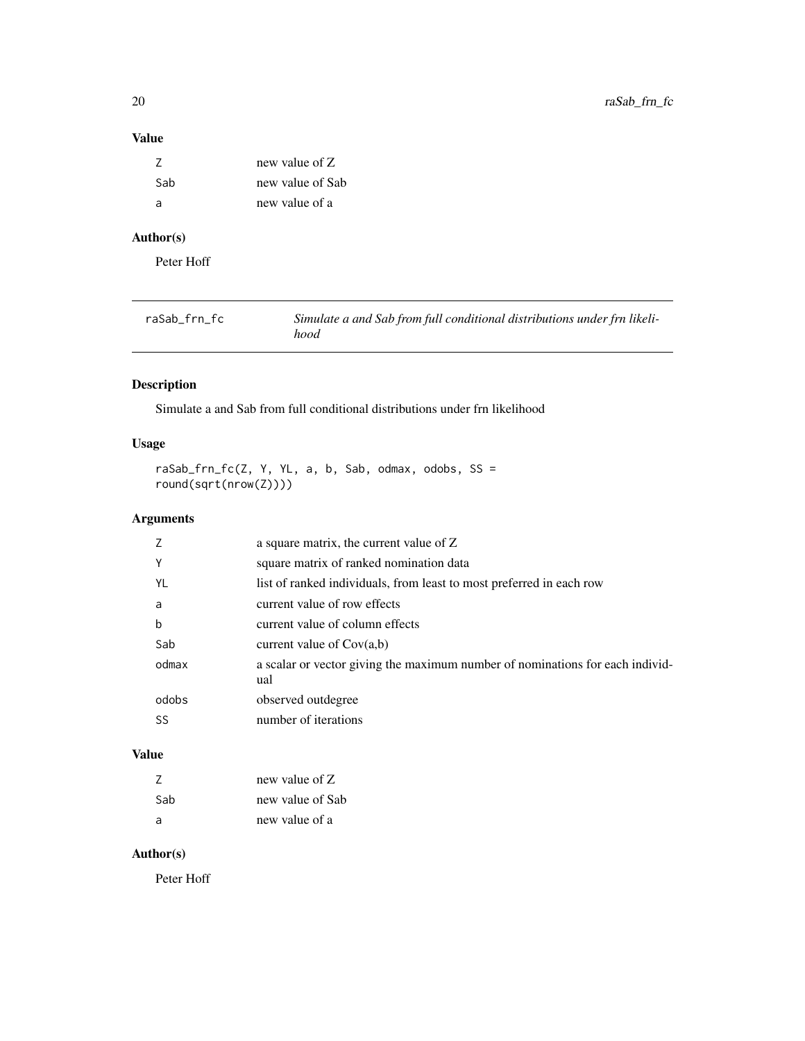### Value

| | |
|---|---|
| Z | new value of Z |
| Sab | new value of Sab |
| a | new value of a |

### Author(s)

Peter Hoff

---

## raSab_frn_fc — *Simulate a and Sab from full conditional distributions under frn likelihood*

---

### Description

Simulate a and Sab from full conditional distributions under frn likelihood

### Usage

```
raSab_frn_fc(Z, Y, YL, a, b, Sab, odmax, odobs, SS =
round(sqrt(nrow(Z))))
```

### Arguments

| | |
|---|---|
| Z | a square matrix, the current value of Z |
| Y | square matrix of ranked nomination data |
| YL | list of ranked individuals, from least to most preferred in each row |
| a | current value of row effects |
| b | current value of column effects |
| Sab | current value of Cov(a,b) |
| odmax | a scalar or vector giving the maximum number of nominations for each individual |
| odobs | observed outdegree |
| SS | number of iterations |

### Value

| | |
|---|---|
| Z | new value of Z |
| Sab | new value of Sab |
| a | new value of a |

### Author(s)

Peter Hoff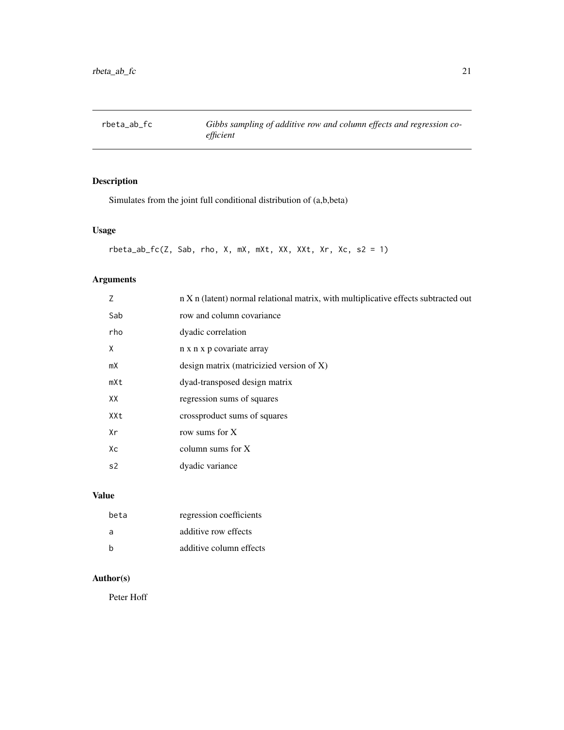# rbeta_ab_fc

*Gibbs sampling of additive row and column effects and regression coefficient*

## Description

Simulates from the joint full conditional distribution of (a,b,beta)

## Usage

```
rbeta_ab_fc(Z, Sab, rho, X, mX, mXt, XX, XXt, Xr, Xc, s2 = 1)
```

## Arguments

| | |
|---|---|
| Z | n X n (latent) normal relational matrix, with multiplicative effects subtracted out |
| Sab | row and column covariance |
| rho | dyadic correlation |
| X | n x n x p covariate array |
| mX | design matrix (matricizied version of X) |
| mXt | dyad-transposed design matrix |
| XX | regression sums of squares |
| XXt | crossproduct sums of squares |
| Xr | row sums for X |
| Xc | column sums for X |
| s2 | dyadic variance |

## Value

| | |
|---|---|
| beta | regression coefficients |
| a | additive row effects |
| b | additive column effects |

## Author(s)

Peter Hoff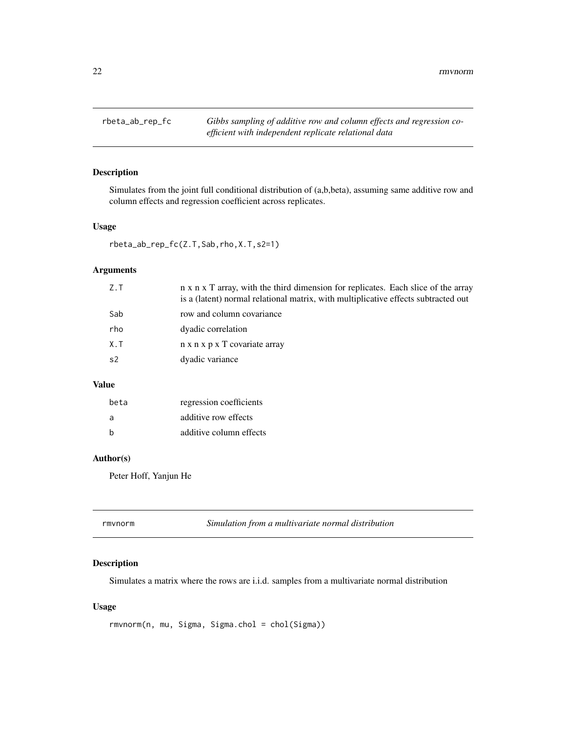## rbeta_ab_rep_fc

*Gibbs sampling of additive row and column effects and regression coefficient with independent replicate relational data*

### Description

Simulates from the joint full conditional distribution of (a,b,beta), assuming same additive row and column effects and regression coefficient across replicates.

### Usage

```
rbeta_ab_rep_fc(Z.T,Sab,rho,X.T,s2=1)
```

### Arguments

| | |
|---|---|
| Z.T | n x n x T array, with the third dimension for replicates. Each slice of the array is a (latent) normal relational matrix, with multiplicative effects subtracted out |
| Sab | row and column covariance |
| rho | dyadic correlation |
| X.T | n x n x p x T covariate array |
| s2 | dyadic variance |

### Value

| | |
|---|---|
| beta | regression coefficients |
| a | additive row effects |
| b | additive column effects |

### Author(s)

Peter Hoff, Yanjun He

## rmvnorm

*Simulation from a multivariate normal distribution*

### Description

Simulates a matrix where the rows are i.i.d. samples from a multivariate normal distribution

### Usage

```
rmvnorm(n, mu, Sigma, Sigma.chol = chol(Sigma))
```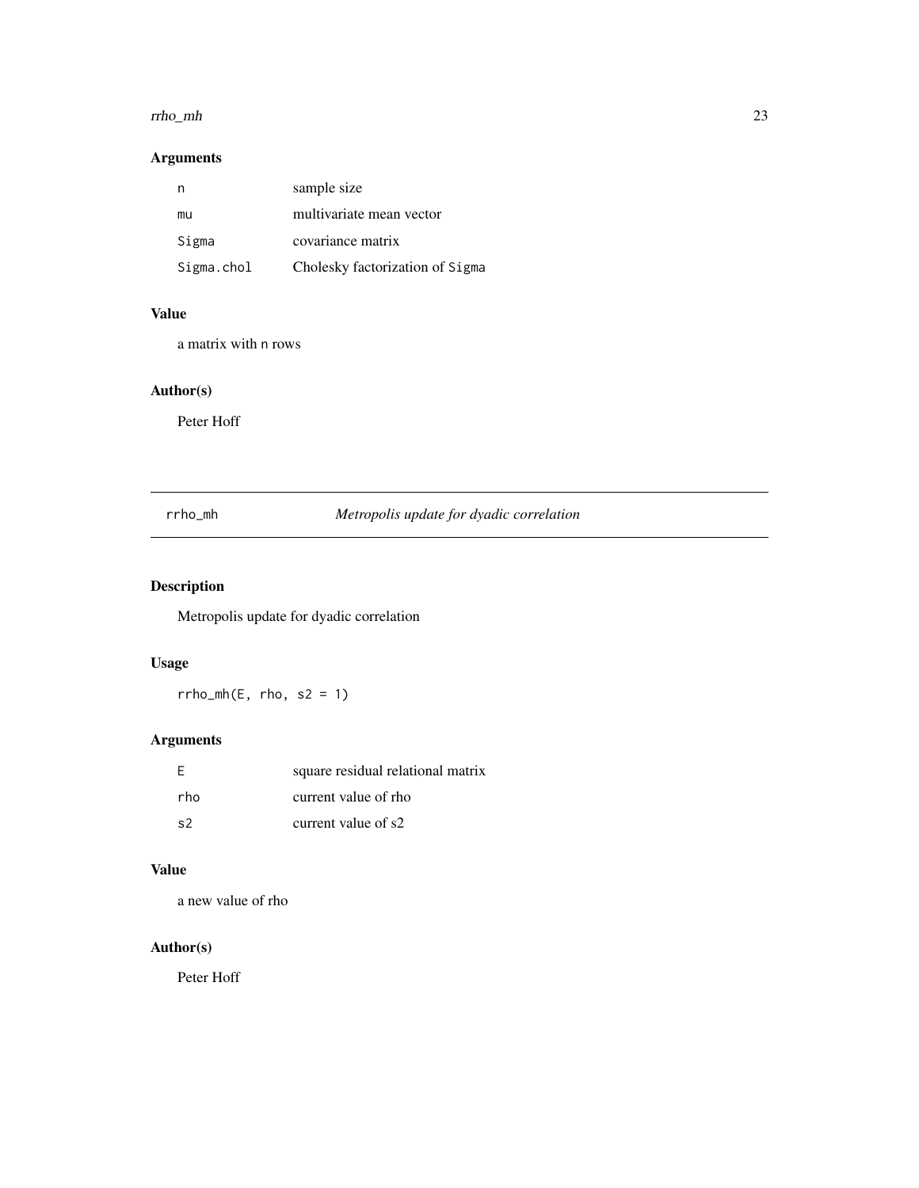## Arguments

| | |
|---|---|
| n | sample size |
| mu | multivariate mean vector |
| Sigma | covariance matrix |
| Sigma.chol | Cholesky factorization of Sigma |

## Value

a matrix with n rows

## Author(s)

Peter Hoff

---

# rrho_mh — *Metropolis update for dyadic correlation*

## Description

Metropolis update for dyadic correlation

## Usage

```
rrho_mh(E, rho, s2 = 1)
```

## Arguments

| | |
|---|---|
| E | square residual relational matrix |
| rho | current value of rho |
| s2 | current value of s2 |

## Value

a new value of rho

## Author(s)

Peter Hoff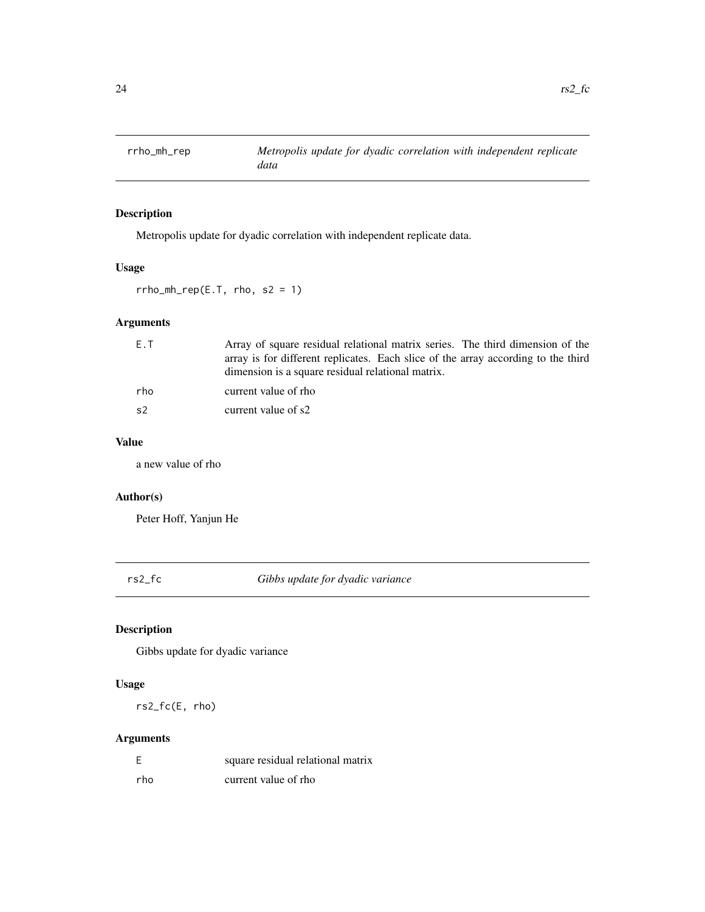## rrho_mh_rep — *Metropolis update for dyadic correlation with independent replicate data*

### Description

Metropolis update for dyadic correlation with independent replicate data.

### Usage

```
rrho_mh_rep(E.T, rho, s2 = 1)
```

### Arguments

| | |
|---|---|
| E.T | Array of square residual relational matrix series. The third dimension of the array is for different replicates. Each slice of the array according to the third dimension is a square residual relational matrix. |
| rho | current value of rho |
| s2 | current value of s2 |

### Value

a new value of rho

### Author(s)

Peter Hoff, Yanjun He

## rs2_fc — *Gibbs update for dyadic variance*

### Description

Gibbs update for dyadic variance

### Usage

```
rs2_fc(E, rho)
```

### Arguments

| | |
|---|---|
| E | square residual relational matrix |
| rho | current value of rho |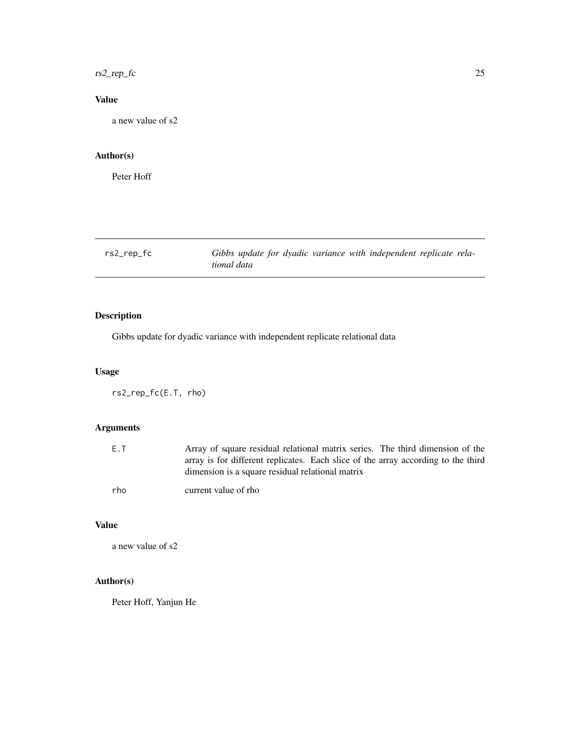## Value

a new value of s2

## Author(s)

Peter Hoff

---

## rs2_rep_fc — *Gibbs update for dyadic variance with independent replicate relational data*

### Description

Gibbs update for dyadic variance with independent replicate relational data

### Usage

```
rs2_rep_fc(E.T, rho)
```

### Arguments

| | |
|---|---|
| E.T | Array of square residual relational matrix series. The third dimension of the array is for different replicates. Each slice of the array according to the third dimension is a square residual relational matrix |
| rho | current value of rho |

### Value

a new value of s2

### Author(s)

Peter Hoff, Yanjun He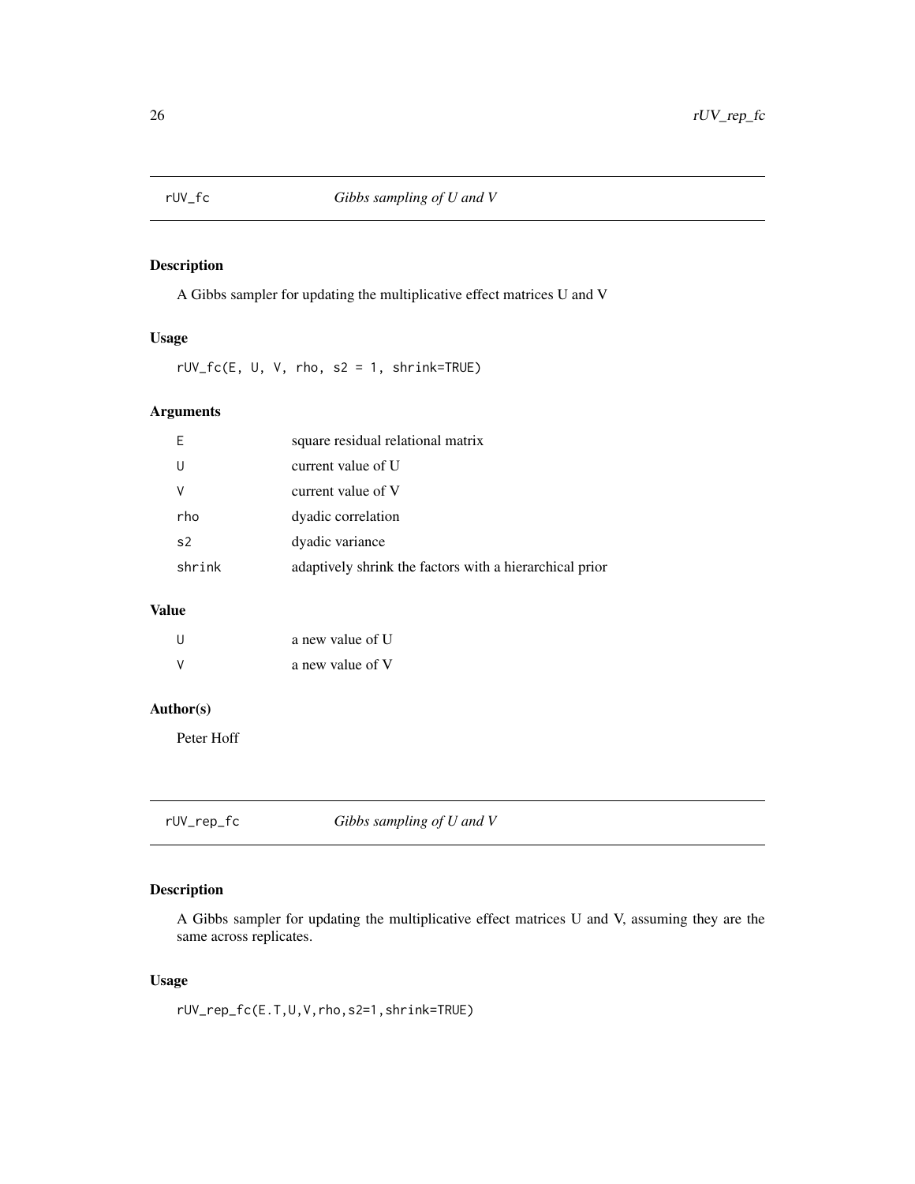## rUV_fc — *Gibbs sampling of U and V*

### Description

A Gibbs sampler for updating the multiplicative effect matrices U and V

### Usage

```
rUV_fc(E, U, V, rho, s2 = 1, shrink=TRUE)
```

### Arguments

| | |
|---|---|
| E | square residual relational matrix |
| U | current value of U |
| V | current value of V |
| rho | dyadic correlation |
| s2 | dyadic variance |
| shrink | adaptively shrink the factors with a hierarchical prior |

### Value

| | |
|---|---|
| U | a new value of U |
| V | a new value of V |

### Author(s)

Peter Hoff

## rUV_rep_fc — *Gibbs sampling of U and V*

### Description

A Gibbs sampler for updating the multiplicative effect matrices U and V, assuming they are the same across replicates.

### Usage

```
rUV_rep_fc(E.T,U,V,rho,s2=1,shrink=TRUE)
```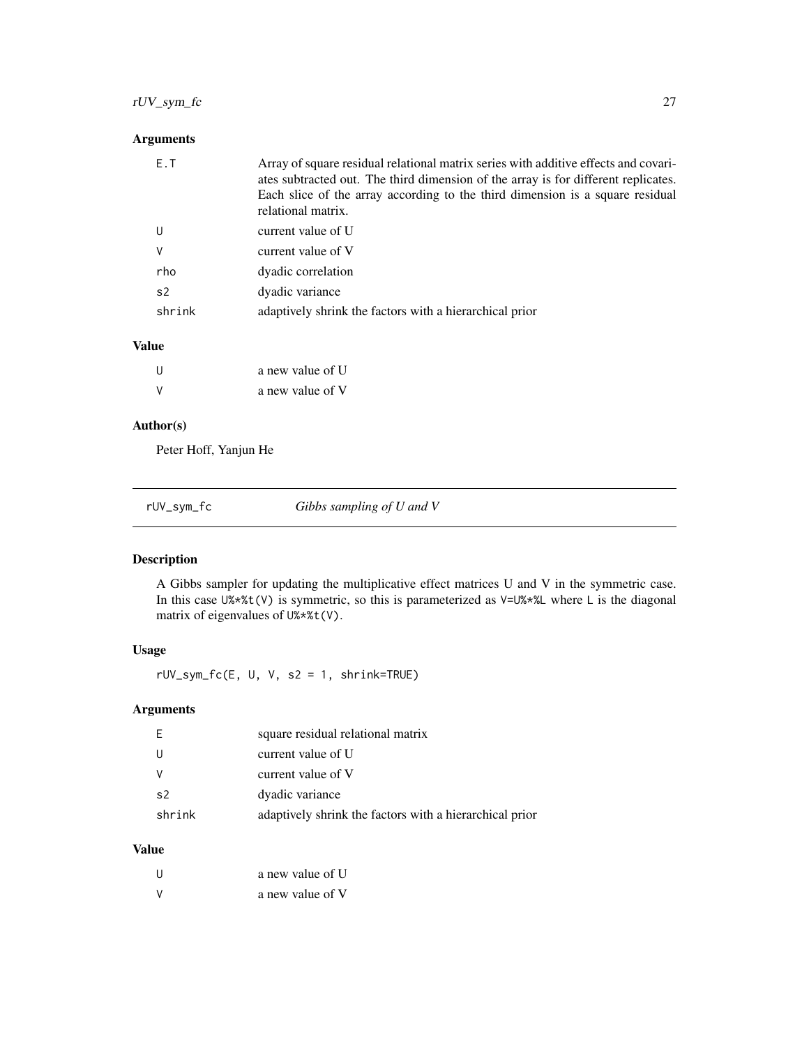### Arguments

| | |
|---|---|
| E.T | Array of square residual relational matrix series with additive effects and covariates subtracted out. The third dimension of the array is for different replicates. Each slice of the array according to the third dimension is a square residual relational matrix. |
| U | current value of U |
| V | current value of V |
| rho | dyadic correlation |
| s2 | dyadic variance |
| shrink | adaptively shrink the factors with a hierarchical prior |

### Value

| | |
|---|---|
| U | a new value of U |
| V | a new value of V |

### Author(s)

Peter Hoff, Yanjun He

---

## rUV_sym_fc    *Gibbs sampling of U and V*

### Description

A Gibbs sampler for updating the multiplicative effect matrices U and V in the symmetric case. In this case `U%*%t(V)` is symmetric, so this is parameterized as `V=U%*%L` where `L` is the diagonal matrix of eigenvalues of `U%*%t(V)`.

### Usage

```
rUV_sym_fc(E, U, V, s2 = 1, shrink=TRUE)
```

### Arguments

| | |
|---|---|
| E | square residual relational matrix |
| U | current value of U |
| V | current value of V |
| s2 | dyadic variance |
| shrink | adaptively shrink the factors with a hierarchical prior |

### Value

| | |
|---|---|
| U | a new value of U |
| V | a new value of V |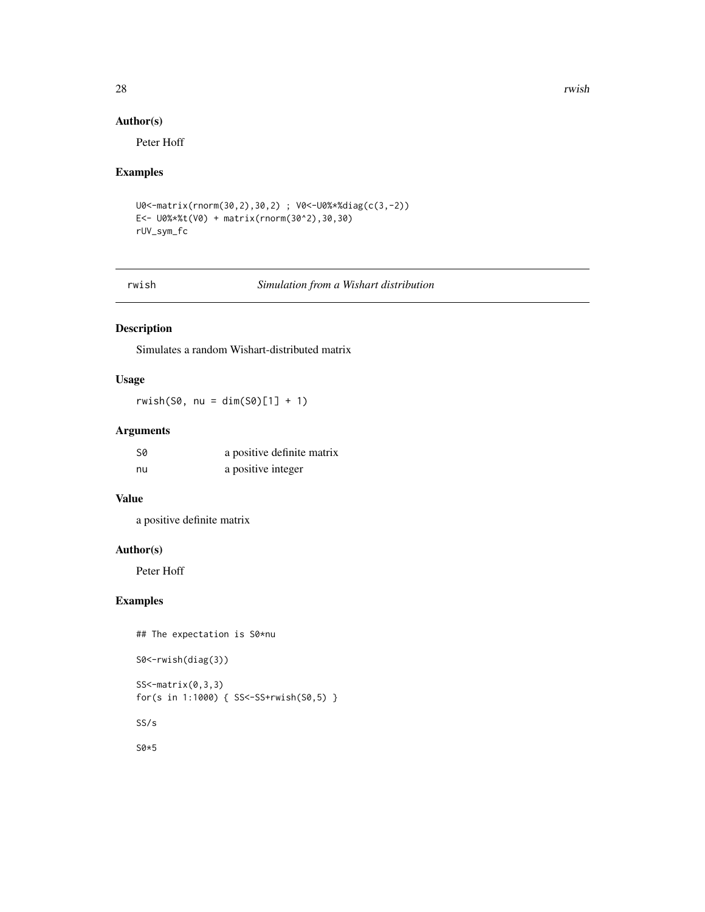## Author(s)

Peter Hoff

## Examples

```
U0<-matrix(rnorm(30,2),30,2) ; V0<-U0%*%diag(c(3,-2))
E<- U0%*%t(V0) + matrix(rnorm(30^2),30,30)
rUV_sym_fc
```

---

# rwish — *Simulation from a Wishart distribution*

## Description

Simulates a random Wishart-distributed matrix

## Usage

```
rwish(S0, nu = dim(S0)[1] + 1)
```

## Arguments

| | |
|---|---|
| S0 | a positive definite matrix |
| nu | a positive integer |

## Value

a positive definite matrix

## Author(s)

Peter Hoff

## Examples

```
## The expectation is S0*nu

S0<-rwish(diag(3))

SS<-matrix(0,3,3)
for(s in 1:1000) { SS<-SS+rwish(S0,5) }

SS/s

S0*5
```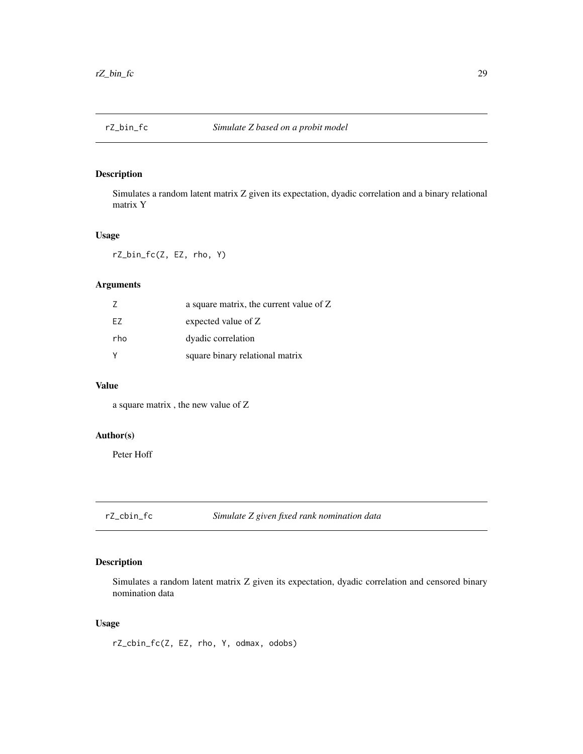## rZ_bin_fc — *Simulate Z based on a probit model*

### Description

Simulates a random latent matrix Z given its expectation, dyadic correlation and a binary relational matrix Y

### Usage

```
rZ_bin_fc(Z, EZ, rho, Y)
```

### Arguments

| | |
|---|---|
| Z | a square matrix, the current value of Z |
| EZ | expected value of Z |
| rho | dyadic correlation |
| Y | square binary relational matrix |

### Value

a square matrix , the new value of Z

### Author(s)

Peter Hoff

## rZ_cbin_fc — *Simulate Z given fixed rank nomination data*

### Description

Simulates a random latent matrix Z given its expectation, dyadic correlation and censored binary nomination data

### Usage

```
rZ_cbin_fc(Z, EZ, rho, Y, odmax, odobs)
```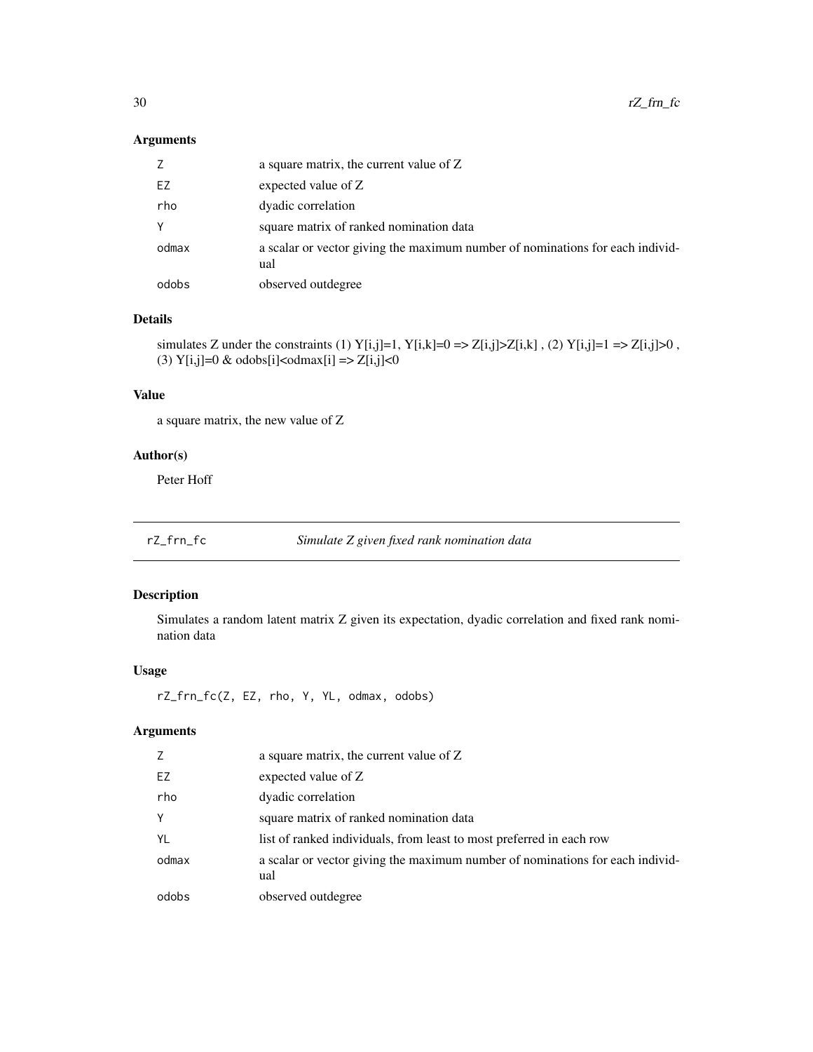## Arguments

| | |
|---|---|
| Z | a square matrix, the current value of Z |
| EZ | expected value of Z |
| rho | dyadic correlation |
| Y | square matrix of ranked nomination data |
| odmax | a scalar or vector giving the maximum number of nominations for each individual |
| odobs | observed outdegree |

## Details

simulates Z under the constraints (1) Y[i,j]=1, Y[i,k]=0 => Z[i,j]>Z[i,k] , (2) Y[i,j]=1 => Z[i,j]>0 , (3) Y[i,j]=0 & odobs[i]<odmax[i] => Z[i,j]<0

## Value

a square matrix, the new value of Z

## Author(s)

Peter Hoff

---

# rZ_frn_fc — *Simulate Z given fixed rank nomination data*

## Description

Simulates a random latent matrix Z given its expectation, dyadic correlation and fixed rank nomination data

## Usage

```
rZ_frn_fc(Z, EZ, rho, Y, YL, odmax, odobs)
```

## Arguments

| | |
|---|---|
| Z | a square matrix, the current value of Z |
| EZ | expected value of Z |
| rho | dyadic correlation |
| Y | square matrix of ranked nomination data |
| YL | list of ranked individuals, from least to most preferred in each row |
| odmax | a scalar or vector giving the maximum number of nominations for each individual |
| odobs | observed outdegree |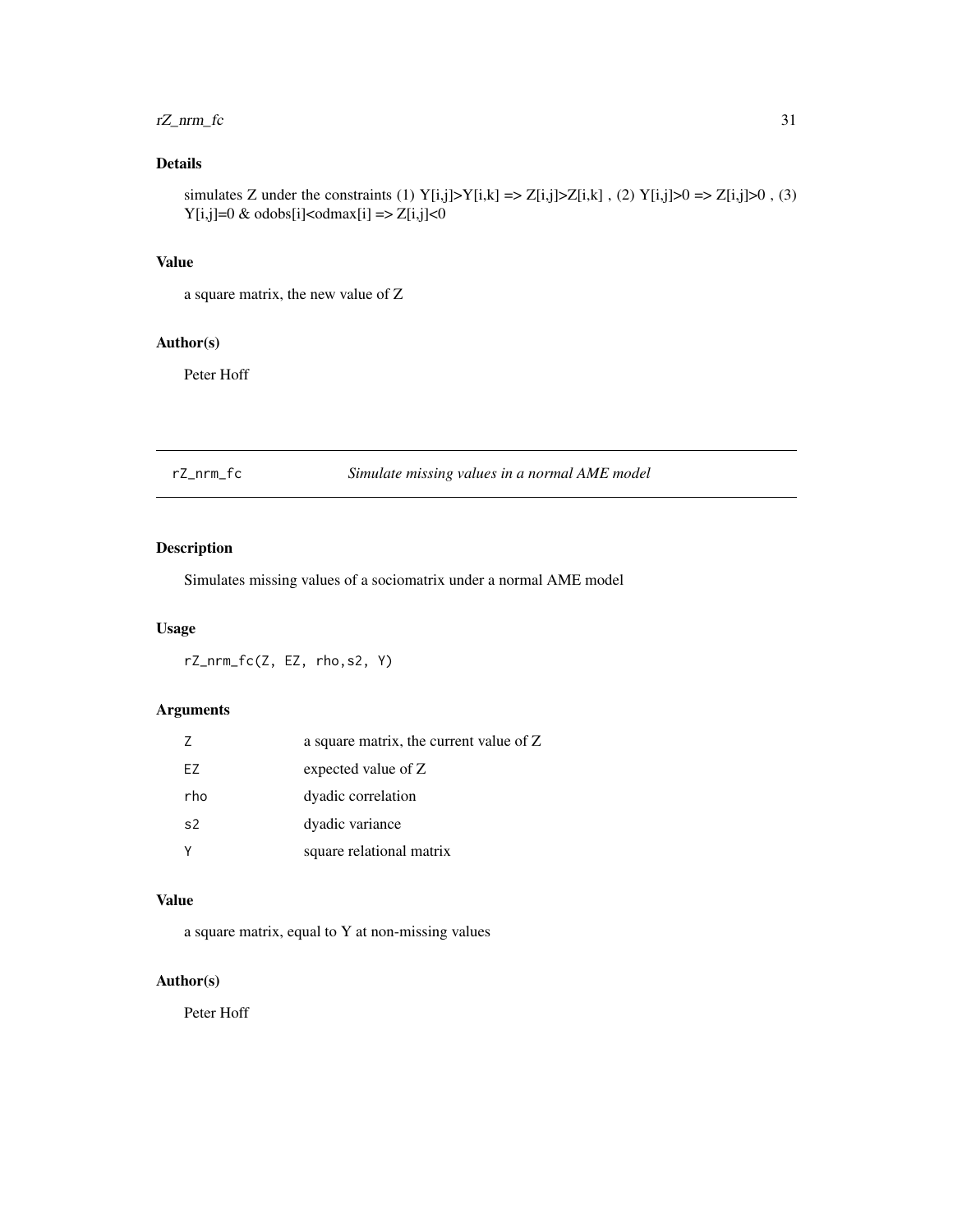### Details

simulates Z under the constraints (1) Y[i,j]>Y[i,k] => Z[i,j]>Z[i,k] , (2) Y[i,j]>0 => Z[i,j]>0 , (3) Y[i,j]=0 & odobs[i]<odmax[i] => Z[i,j]<0

### Value

a square matrix, the new value of Z

### Author(s)

Peter Hoff

---

## rZ_nrm_fc — *Simulate missing values in a normal AME model*

### Description

Simulates missing values of a sociomatrix under a normal AME model

### Usage

```
rZ_nrm_fc(Z, EZ, rho,s2, Y)
```

### Arguments

| | |
|---|---|
| Z | a square matrix, the current value of Z |
| EZ | expected value of Z |
| rho | dyadic correlation |
| s2 | dyadic variance |
| Y | square relational matrix |

### Value

a square matrix, equal to Y at non-missing values

### Author(s)

Peter Hoff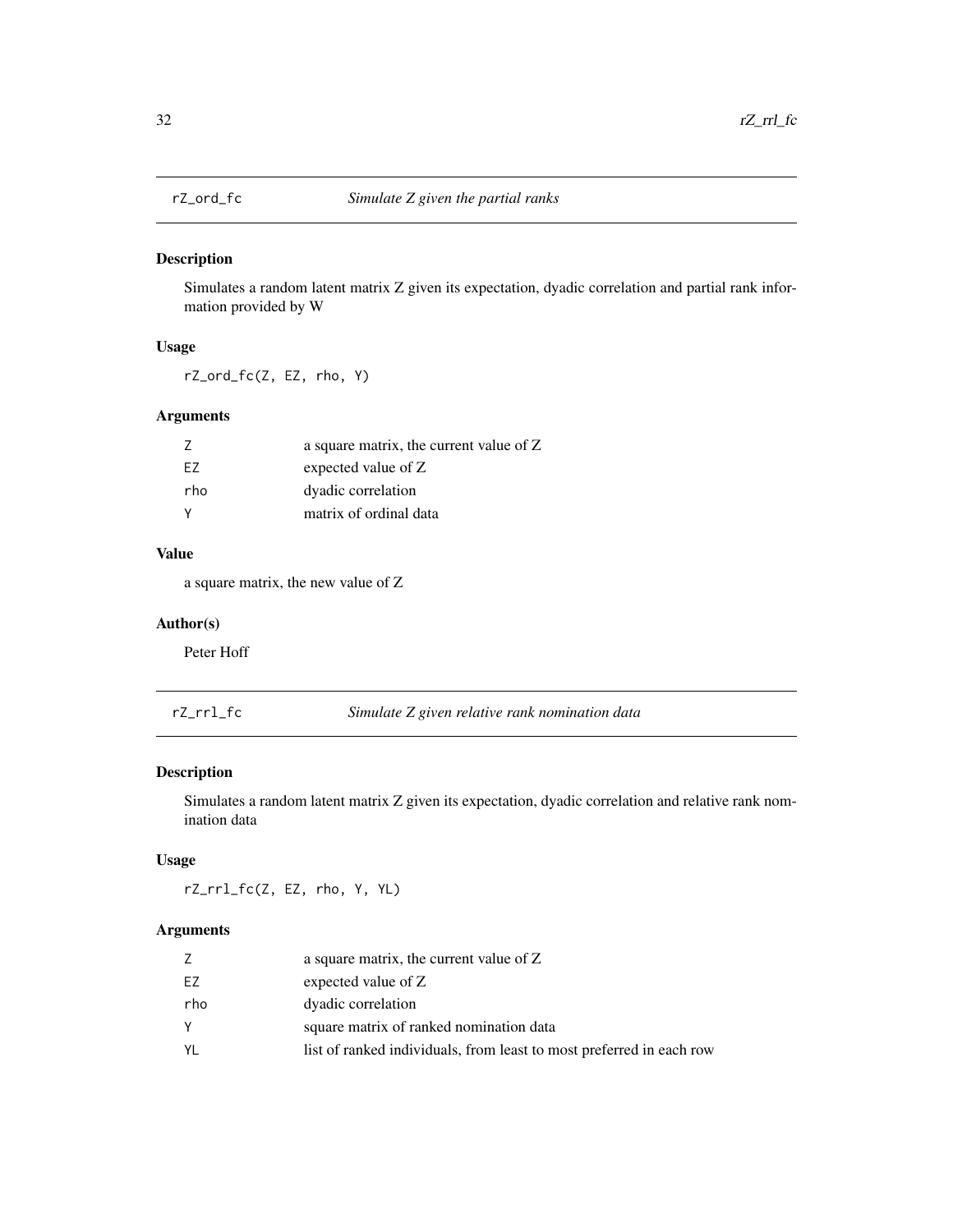## rZ_ord_fc — *Simulate Z given the partial ranks*

### Description

Simulates a random latent matrix Z given its expectation, dyadic correlation and partial rank information provided by W

### Usage

```
rZ_ord_fc(Z, EZ, rho, Y)
```

### Arguments

| | |
|---|---|
| Z | a square matrix, the current value of Z |
| EZ | expected value of Z |
| rho | dyadic correlation |
| Y | matrix of ordinal data |

### Value

a square matrix, the new value of Z

### Author(s)

Peter Hoff

## rZ_rrl_fc — *Simulate Z given relative rank nomination data*

### Description

Simulates a random latent matrix Z given its expectation, dyadic correlation and relative rank nomination data

### Usage

```
rZ_rrl_fc(Z, EZ, rho, Y, YL)
```

### Arguments

| | |
|---|---|
| Z | a square matrix, the current value of Z |
| EZ | expected value of Z |
| rho | dyadic correlation |
| Y | square matrix of ranked nomination data |
| YL | list of ranked individuals, from least to most preferred in each row |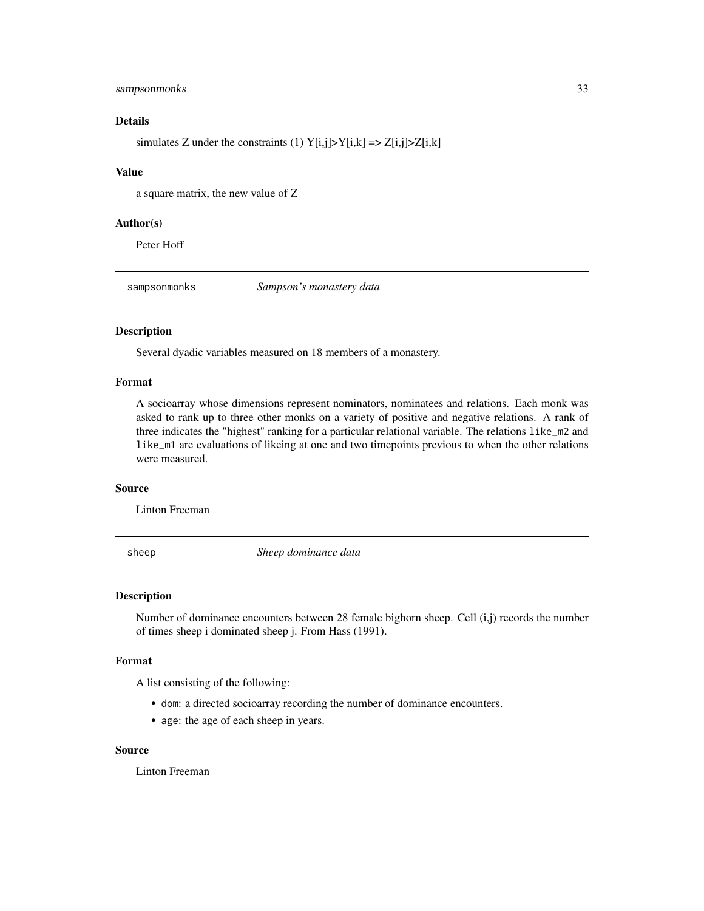### Details

simulates Z under the constraints (1) $Y[i,j]>Y[i,k] \Rightarrow Z[i,j]>Z[i,k]$

### Value

a square matrix, the new value of Z

### Author(s)

Peter Hoff

---

## sampsonmonks — *Sampson's monastery data*

### Description

Several dyadic variables measured on 18 members of a monastery.

### Format

A socioarray whose dimensions represent nominators, nominatees and relations. Each monk was asked to rank up to three other monks on a variety of positive and negative relations. A rank of three indicates the "highest" ranking for a particular relational variable. The relations `like_m2` and `like_m1` are evaluations of likeing at one and two timepoints previous to when the other relations were measured.

### Source

Linton Freeman

---

## sheep — *Sheep dominance data*

### Description

Number of dominance encounters between 28 female bighorn sheep. Cell (i,j) records the number of times sheep i dominated sheep j. From Hass (1991).

### Format

A list consisting of the following:

- `dom`: a directed socioarray recording the number of dominance encounters.
- `age`: the age of each sheep in years.

### Source

Linton Freeman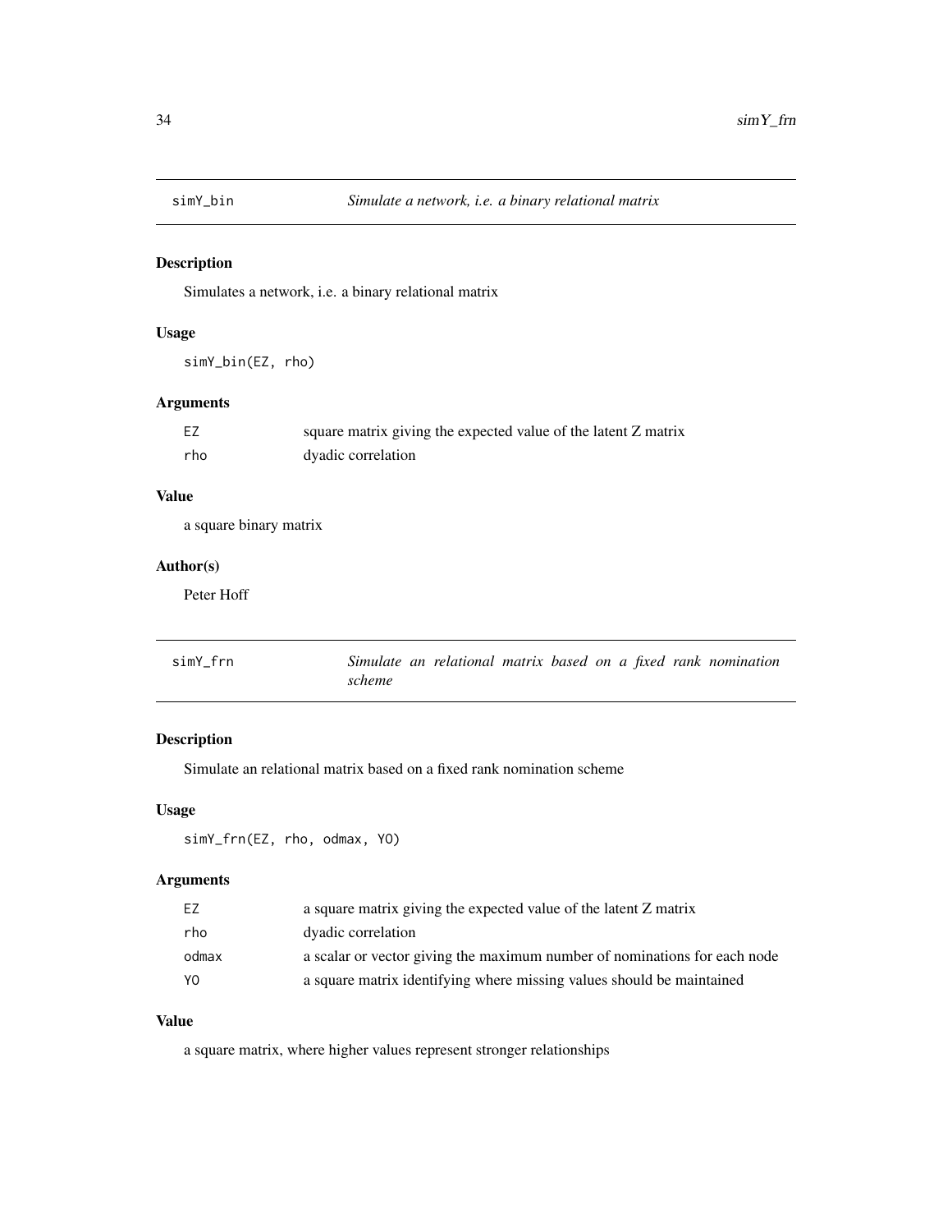## simY_bin — *Simulate a network, i.e. a binary relational matrix*

### Description

Simulates a network, i.e. a binary relational matrix

### Usage

```
simY_bin(EZ, rho)
```

### Arguments

| | |
|---|---|
| EZ | square matrix giving the expected value of the latent Z matrix |
| rho | dyadic correlation |

### Value

a square binary matrix

### Author(s)

Peter Hoff

## simY_frn — *Simulate an relational matrix based on a fixed rank nomination scheme*

### Description

Simulate an relational matrix based on a fixed rank nomination scheme

### Usage

```
simY_frn(EZ, rho, odmax, YO)
```

### Arguments

| | |
|---|---|
| EZ | a square matrix giving the expected value of the latent Z matrix |
| rho | dyadic correlation |
| odmax | a scalar or vector giving the maximum number of nominations for each node |
| YO | a square matrix identifying where missing values should be maintained |

### Value

a square matrix, where higher values represent stronger relationships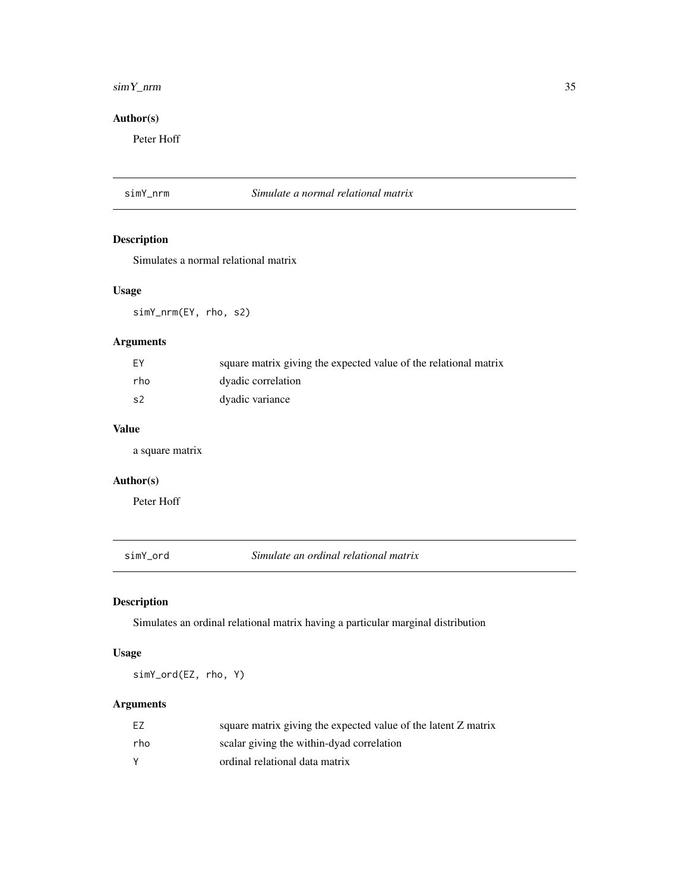## Author(s)

Peter Hoff

## simY_nrm — *Simulate a normal relational matrix*

### Description

Simulates a normal relational matrix

### Usage

```
simY_nrm(EY, rho, s2)
```

### Arguments

| | |
|---|---|
| EY | square matrix giving the expected value of the relational matrix |
| rho | dyadic correlation |
| s2 | dyadic variance |

### Value

a square matrix

### Author(s)

Peter Hoff

## simY_ord — *Simulate an ordinal relational matrix*

### Description

Simulates an ordinal relational matrix having a particular marginal distribution

### Usage

```
simY_ord(EZ, rho, Y)
```

### Arguments

| | |
|---|---|
| EZ | square matrix giving the expected value of the latent Z matrix |
| rho | scalar giving the within-dyad correlation |
| Y | ordinal relational data matrix |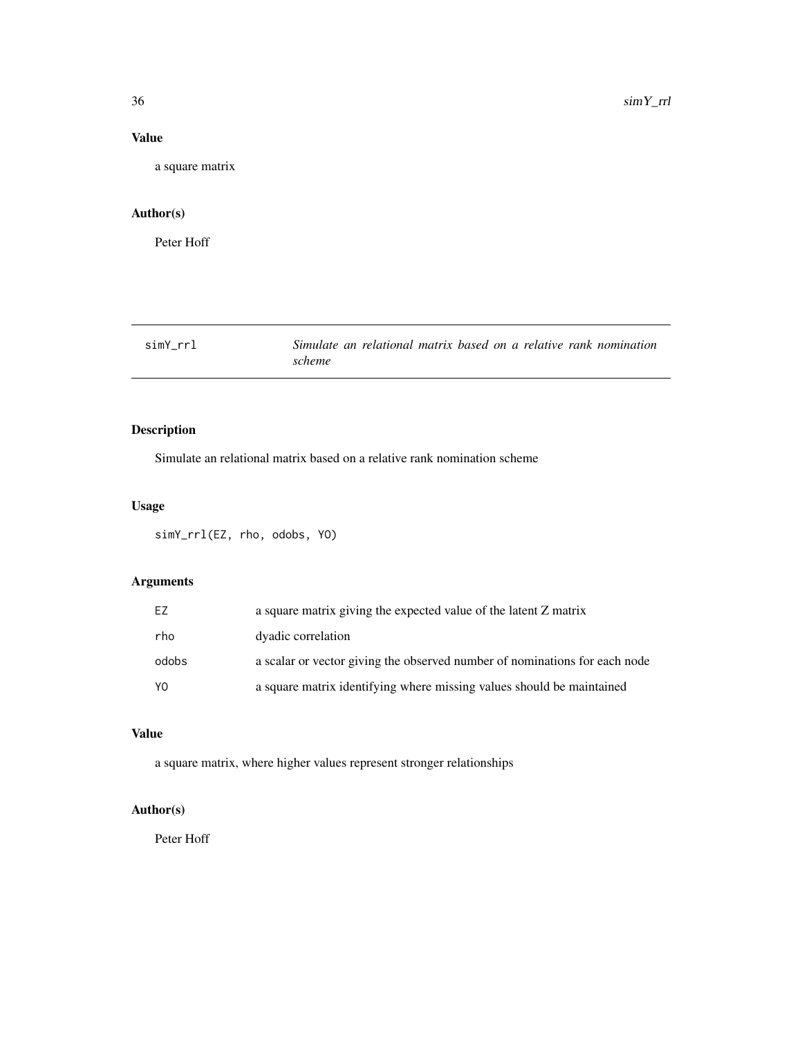## Value

a square matrix

## Author(s)

Peter Hoff

---

simY_rrl    *Simulate an relational matrix based on a relative rank nomination scheme*

---

## Description

Simulate an relational matrix based on a relative rank nomination scheme

## Usage

```
simY_rrl(EZ, rho, odobs, YO)
```

## Arguments

| | |
|---|---|
| EZ | a square matrix giving the expected value of the latent Z matrix |
| rho | dyadic correlation |
| odobs | a scalar or vector giving the observed number of nominations for each node |
| YO | a square matrix identifying where missing values should be maintained |

## Value

a square matrix, where higher values represent stronger relationships

## Author(s)

Peter Hoff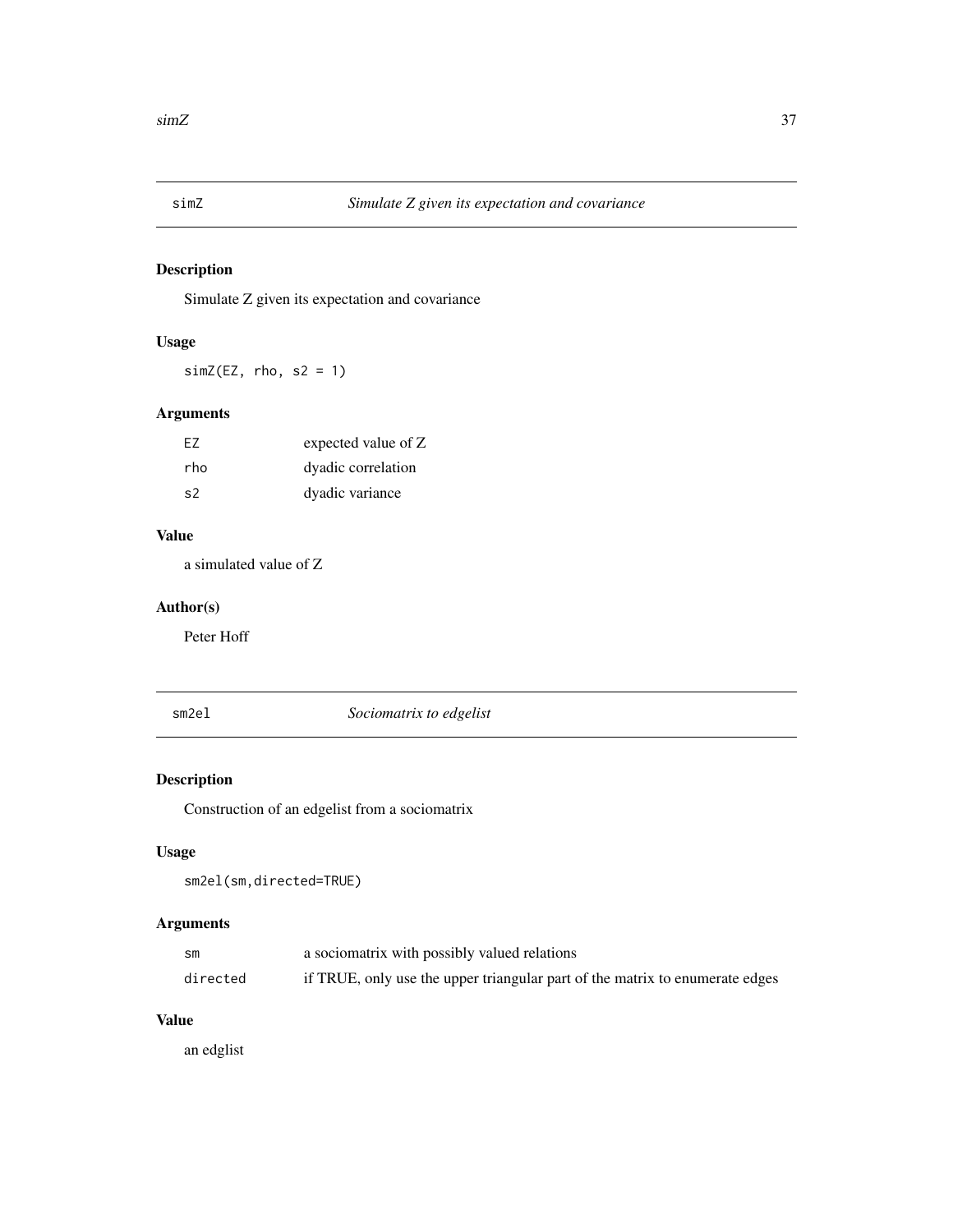## simZ — *Simulate Z given its expectation and covariance*

### Description

Simulate Z given its expectation and covariance

### Usage

```
simZ(EZ, rho, s2 = 1)
```

### Arguments

| | |
|---|---|
| EZ | expected value of Z |
| rho | dyadic correlation |
| s2 | dyadic variance |

### Value

a simulated value of Z

### Author(s)

Peter Hoff

## sm2el — *Sociomatrix to edgelist*

### Description

Construction of an edgelist from a sociomatrix

### Usage

```
sm2el(sm,directed=TRUE)
```

### Arguments

| | |
|---|---|
| sm | a sociomatrix with possibly valued relations |
| directed | if TRUE, only use the upper triangular part of the matrix to enumerate edges |

### Value

an edglist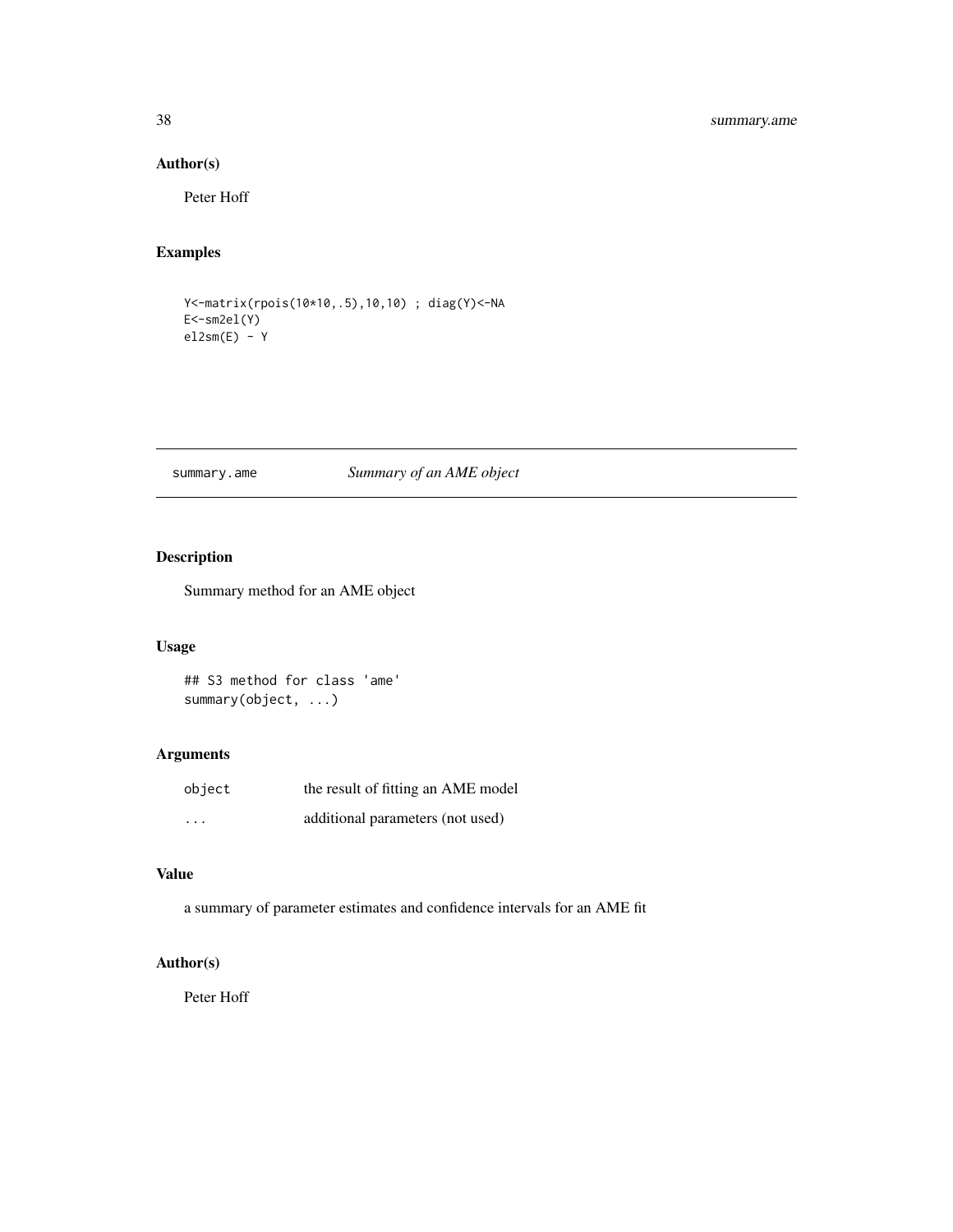### Author(s)

Peter Hoff

### Examples

```
Y<-matrix(rpois(10*10,.5),10,10) ; diag(Y)<-NA
E<-sm2el(Y)
el2sm(E) - Y
```

---

## summary.ame *Summary of an AME object*

---

### Description

Summary method for an AME object

### Usage

```
## S3 method for class 'ame'
summary(object, ...)
```

### Arguments

| | |
|---|---|
| object | the result of fitting an AME model |
| ... | additional parameters (not used) |

### Value

a summary of parameter estimates and confidence intervals for an AME fit

### Author(s)

Peter Hoff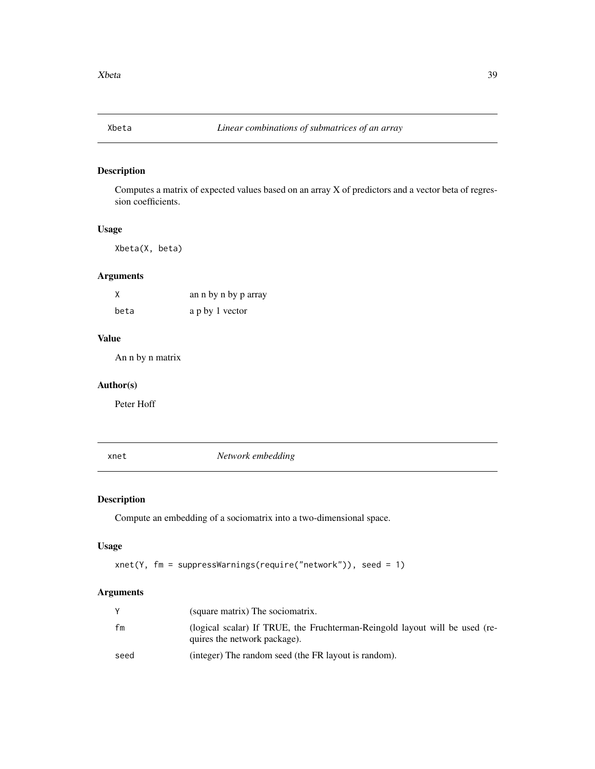## Xbeta — *Linear combinations of submatrices of an array*

### Description

Computes a matrix of expected values based on an array X of predictors and a vector beta of regression coefficients.

### Usage

```
Xbeta(X, beta)
```

### Arguments

| | |
|---|---|
| X | an n by n by p array |
| beta | a p by 1 vector |

### Value

An n by n matrix

### Author(s)

Peter Hoff

## xnet — *Network embedding*

### Description

Compute an embedding of a sociomatrix into a two-dimensional space.

### Usage

```
xnet(Y, fm = suppressWarnings(require("network")), seed = 1)
```

### Arguments

| | |
|---|---|
| Y | (square matrix) The sociomatrix. |
| fm | (logical scalar) If TRUE, the Fruchterman-Reingold layout will be used (requires the network package). |
| seed | (integer) The random seed (the FR layout is random). |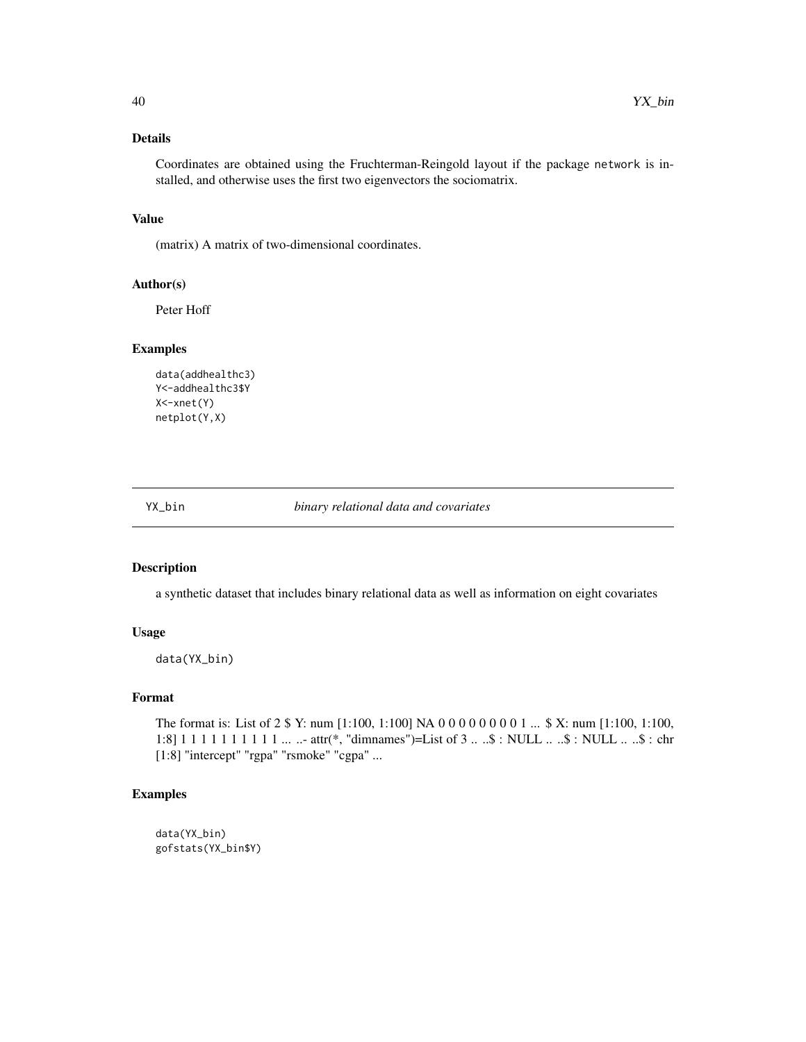### Details

Coordinates are obtained using the Fruchterman-Reingold layout if the package `network` is installed, and otherwise uses the first two eigenvectors the sociomatrix.

### Value

(matrix) A matrix of two-dimensional coordinates.

### Author(s)

Peter Hoff

### Examples

```
data(addhealthc3)
Y<-addhealthc3$Y
X<-xnet(Y)
netplot(Y,X)
```

---

## YX_bin *binary relational data and covariates*

---

### Description

a synthetic dataset that includes binary relational data as well as information on eight covariates

### Usage

```
data(YX_bin)
```

### Format

The format is: List of 2 $ Y: num [1:100, 1:100] NA 0 0 0 0 0 0 0 0 1 ... $ X: num [1:100, 1:100, 1:8] 1 1 1 1 1 1 1 1 1 1 ... ..- attr(*, "dimnames")=List of 3 .. ..$ : NULL .. ..$ : NULL .. ..$ : chr [1:8] "intercept" "rgpa" "rsmoke" "cgpa" ...

### Examples

```
data(YX_bin)
gofstats(YX_bin$Y)
```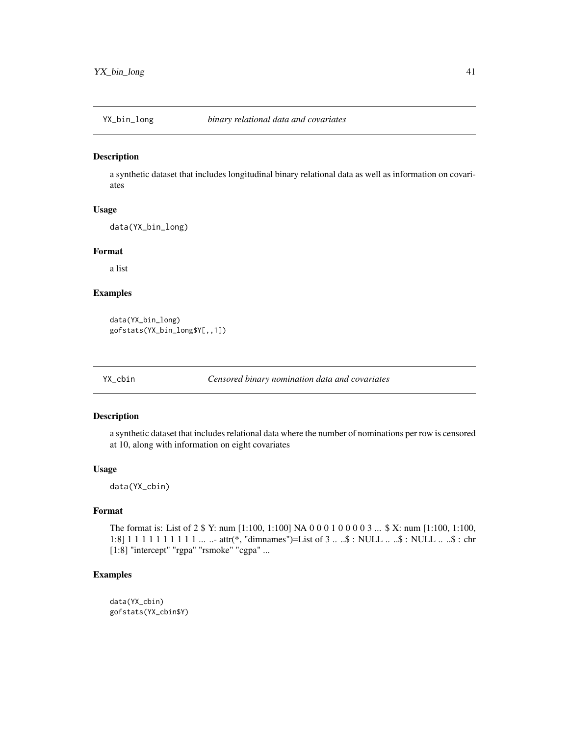## YX_bin_long — *binary relational data and covariates*

### Description

a synthetic dataset that includes longitudinal binary relational data as well as information on covariates

### Usage

```
data(YX_bin_long)
```

### Format

a list

### Examples

```
data(YX_bin_long)
gofstats(YX_bin_long$Y[,,1])
```

## YX_cbin — *Censored binary nomination data and covariates*

### Description

a synthetic dataset that includes relational data where the number of nominations per row is censored at 10, along with information on eight covariates

### Usage

```
data(YX_cbin)
```

### Format

The format is: List of 2 $ Y: num [1:100, 1:100] NA 0 0 0 1 0 0 0 0 3 ... $ X: num [1:100, 1:100, 1:8] 1 1 1 1 1 1 1 1 1 1 ... ..- attr(*, "dimnames")=List of 3 .. ..$ : NULL .. ..$ : NULL .. ..$ : chr [1:8] "intercept" "rgpa" "rsmoke" "cgpa" ...

### Examples

```
data(YX_cbin)
gofstats(YX_cbin$Y)
```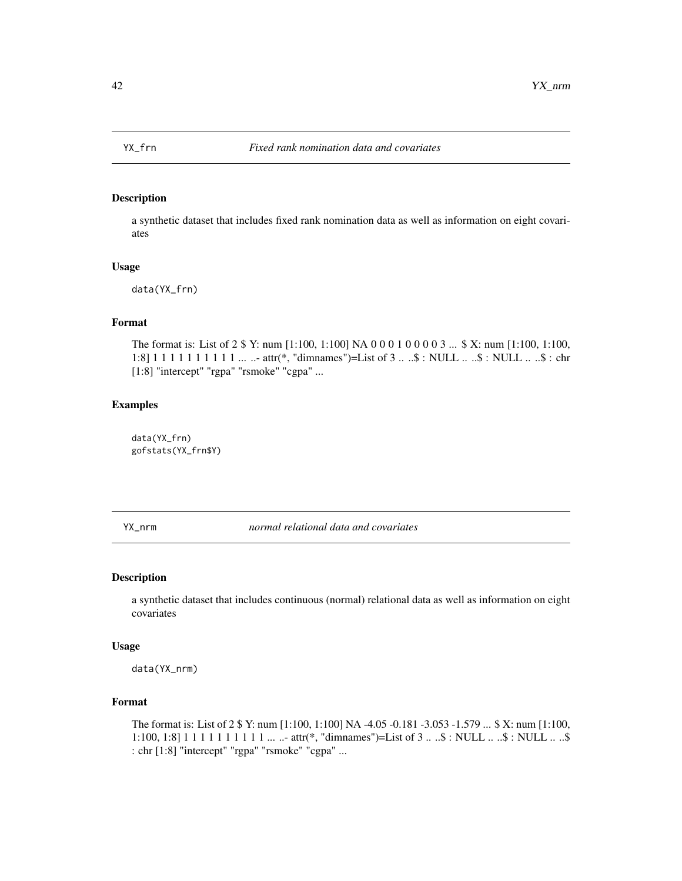## YX_frn — *Fixed rank nomination data and covariates*

### Description

a synthetic dataset that includes fixed rank nomination data as well as information on eight covariates

### Usage

```
data(YX_frn)
```

### Format

The format is: List of 2 $ Y: num [1:100, 1:100] NA 0 0 0 1 0 0 0 0 3 ... $ X: num [1:100, 1:100, 1:8] 1 1 1 1 1 1 1 1 1 1 ... ..- attr(*, "dimnames")=List of 3 .. ..$ : NULL .. ..$ : NULL .. ..$ : chr [1:8] "intercept" "rgpa" "rsmoke" "cgpa" ...

### Examples

```
data(YX_frn)
gofstats(YX_frn$Y)
```

## YX_nrm — *normal relational data and covariates*

### Description

a synthetic dataset that includes continuous (normal) relational data as well as information on eight covariates

### Usage

```
data(YX_nrm)
```

### Format

The format is: List of 2 $ Y: num [1:100, 1:100] NA -4.05 -0.181 -3.053 -1.579 ... $ X: num [1:100, 1:100, 1:8] 1 1 1 1 1 1 1 1 1 1 ... ..- attr(*, "dimnames")=List of 3 .. ..$ : NULL .. ..$ : NULL .. ..$ : chr [1:8] "intercept" "rgpa" "rsmoke" "cgpa" ...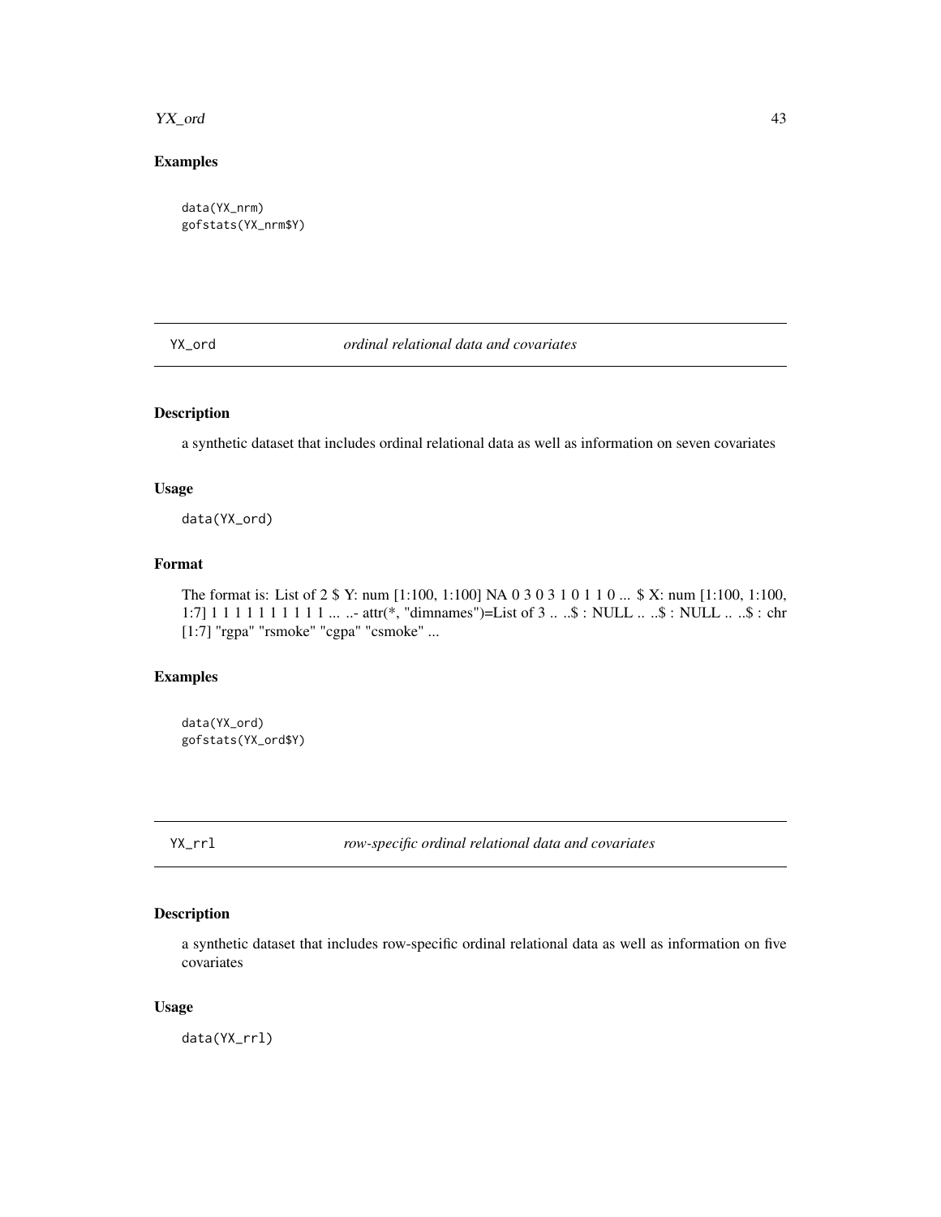## Examples

```
data(YX_nrm)
gofstats(YX_nrm$Y)
```

---

# YX_ord    *ordinal relational data and covariates*

---

### Description

a synthetic dataset that includes ordinal relational data as well as information on seven covariates

### Usage

```
data(YX_ord)
```

### Format

The format is: List of 2 $ Y: num [1:100, 1:100] NA 0 3 0 3 1 0 1 1 0 ... $ X: num [1:100, 1:100, 1:7] 1 1 1 1 1 1 1 1 1 1 ... ..- attr(*, "dimnames")=List of 3 .. ..$ : NULL .. ..$ : NULL .. ..$ : chr [1:7] "rgpa" "rsmoke" "cgpa" "csmoke" ...

### Examples

```
data(YX_ord)
gofstats(YX_ord$Y)
```

---

# YX_rrl    *row-specific ordinal relational data and covariates*

---

### Description

a synthetic dataset that includes row-specific ordinal relational data as well as information on five covariates

### Usage

```
data(YX_rrl)
```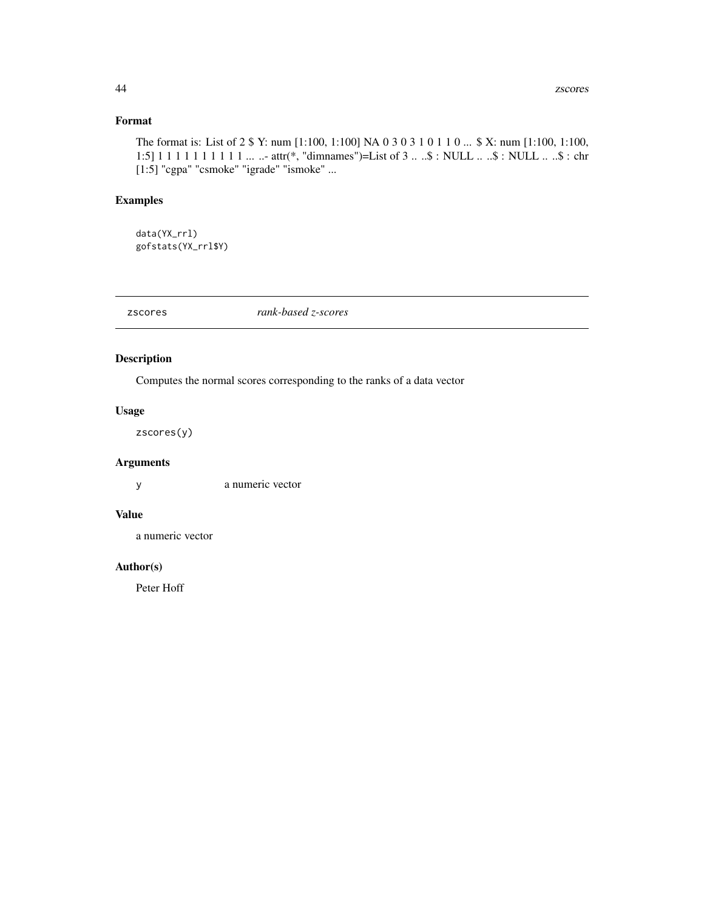## Format

The format is: List of 2 $ Y: num [1:100, 1:100] NA 0 3 0 3 1 0 1 1 0 ... $ X: num [1:100, 1:100, 1:5] 1 1 1 1 1 1 1 1 1 1 ... ..- attr(*, "dimnames")=List of 3 .. ..$ : NULL .. ..$ : NULL .. ..$ : chr [1:5] "cgpa" "csmoke" "igrade" "ismoke" ...

## Examples

```
data(YX_rrl)
gofstats(YX_rrl$Y)
```

---

# zscores *rank-based z-scores*

---

## Description

Computes the normal scores corresponding to the ranks of a data vector

## Usage

```
zscores(y)
```

## Arguments

y a numeric vector

## Value

a numeric vector

## Author(s)

Peter Hoff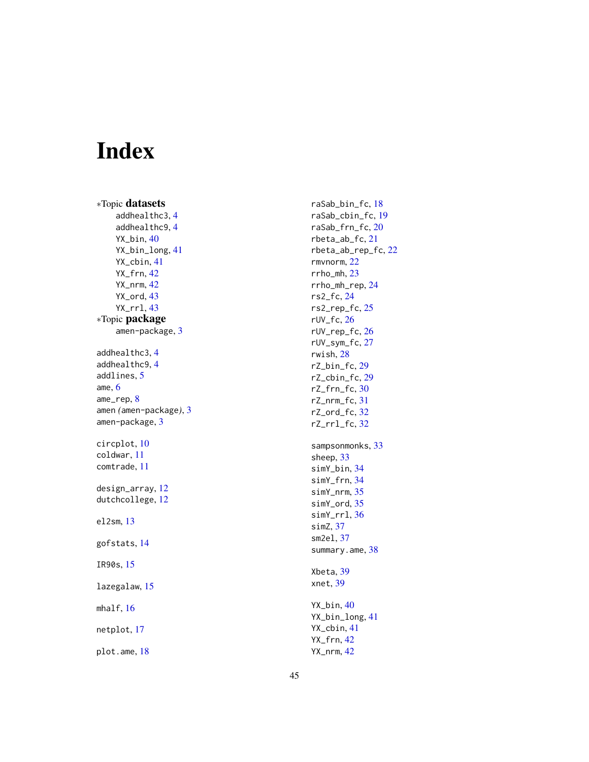# Index

*Topic **datasets**
- addhealthc3, 4
- addhealthc9, 4
- YX_bin, 40
- YX_bin_long, 41
- YX_cbin, 41
- YX_frn, 42
- YX_nrm, 42
- YX_ord, 43
- YX_rrl, 43

*Topic **package**
- amen-package, 3

addhealthc3, 4
addhealthc9, 4
addlines, 5
ame, 6
ame_rep, 8
amen *(*amen-package*)*, 3
amen-package, 3

circplot, 10
coldwar, 11
comtrade, 11

design_array, 12
dutchcollege, 12

el2sm, 13

gofstats, 14

IR90s, 15

lazegalaw, 15

mhalf, 16

netplot, 17

plot.ame, 18

raSab_bin_fc, 18
raSab_cbin_fc, 19
raSab_frn_fc, 20
rbeta_ab_fc, 21
rbeta_ab_rep_fc, 22
rmvnorm, 22
rrho_mh, 23
rrho_mh_rep, 24
rs2_fc, 24
rs2_rep_fc, 25
rUV_fc, 26
rUV_rep_fc, 26
rUV_sym_fc, 27
rwish, 28
rZ_bin_fc, 29
rZ_cbin_fc, 29
rZ_frn_fc, 30
rZ_nrm_fc, 31
rZ_ord_fc, 32
rZ_rrl_fc, 32

sampsonmonks, 33
sheep, 33
simY_bin, 34
simY_frn, 34
simY_nrm, 35
simY_ord, 35
simY_rrl, 36
simZ, 37
sm2el, 37
summary.ame, 38

Xbeta, 39
xnet, 39

YX_bin, 40
YX_bin_long, 41
YX_cbin, 41
YX_frn, 42
YX_nrm, 42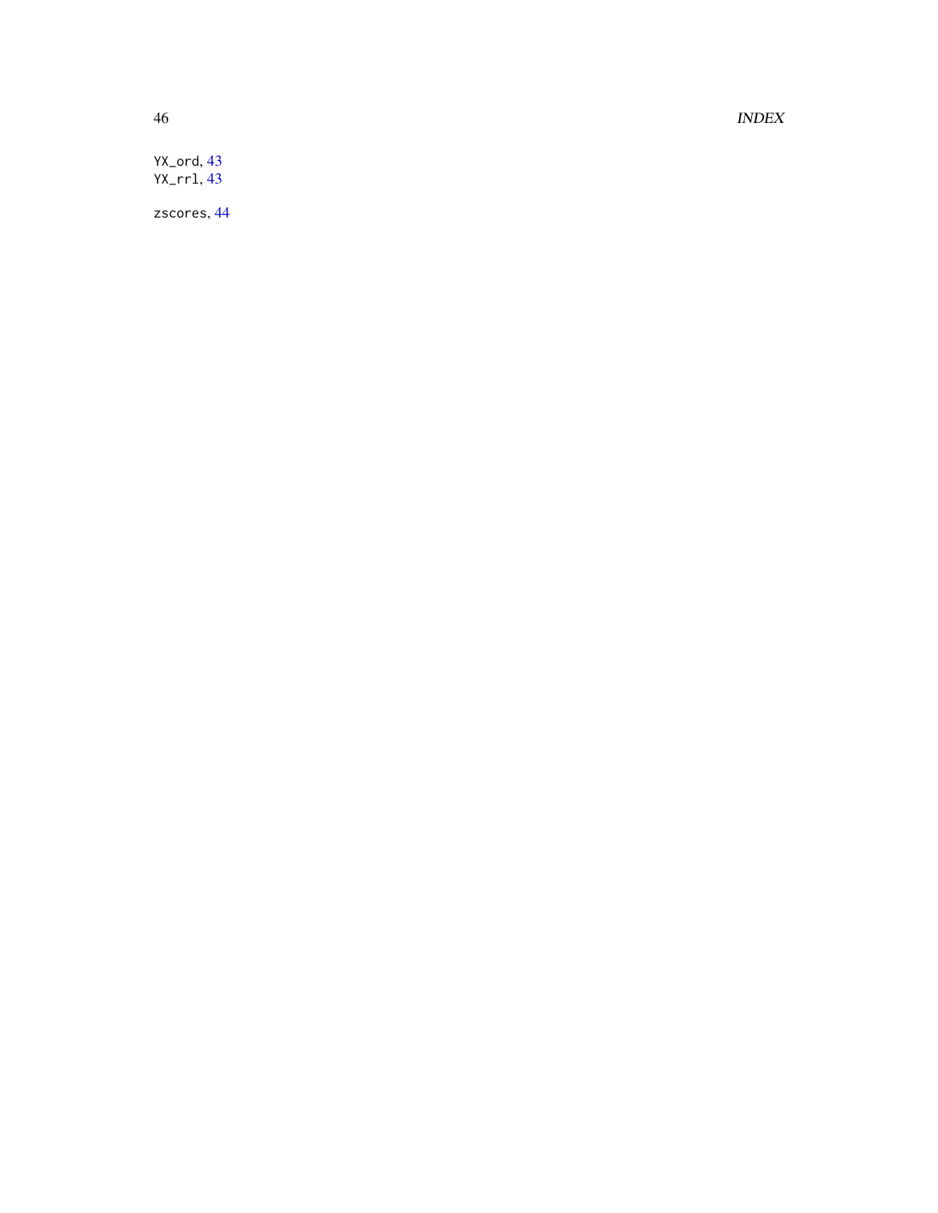YX_ord, 43
YX_rrl, 43

zscores, 44